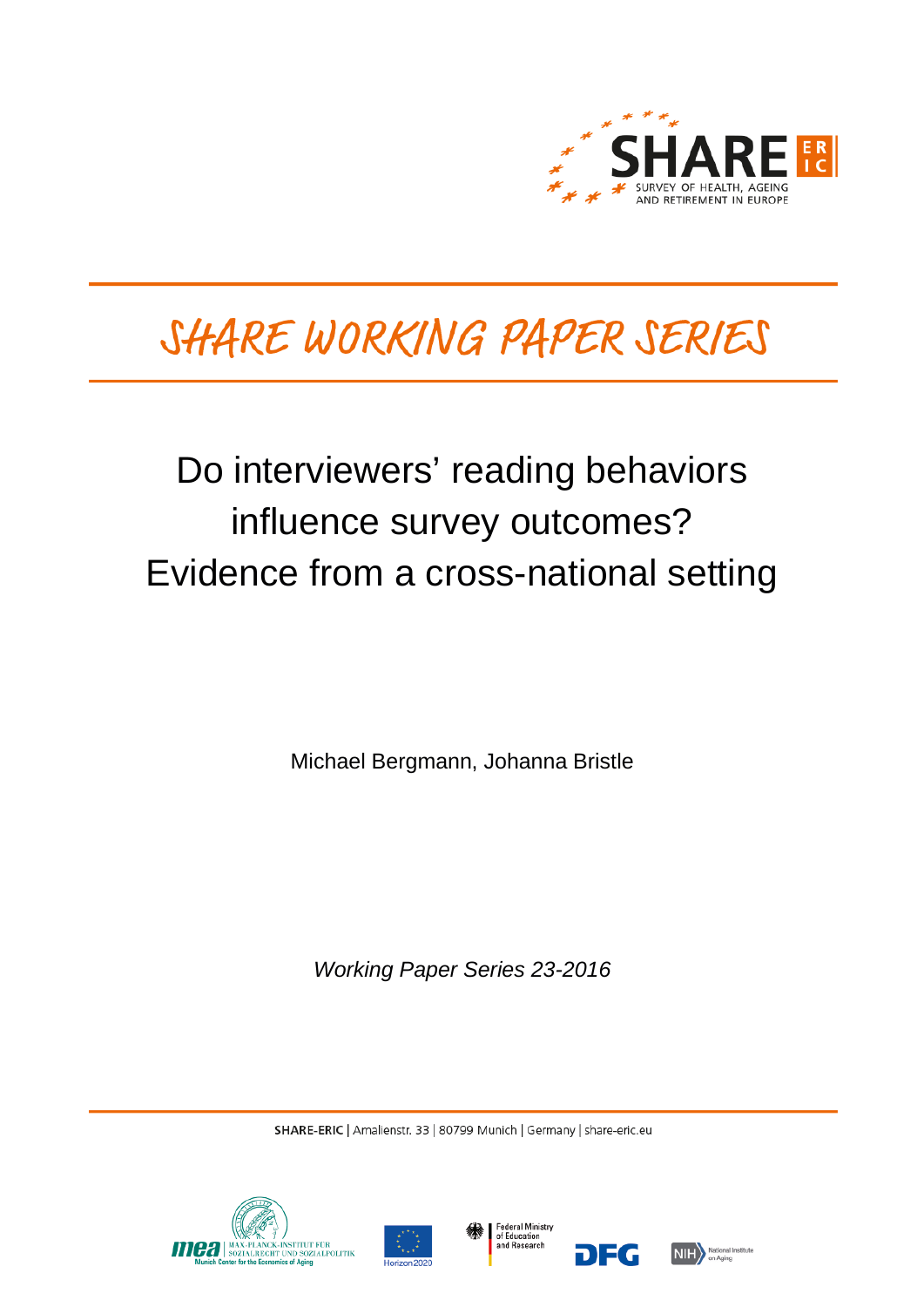SHARE
SURVEY OF HEALTH, AGEING AND RETIREMENT IN EUROPE

# SHARE WORKING PAPER SERIES

# Do interviewers' reading behaviors influence survey outcomes? Evidence from a cross-national setting

Michael Bergmann, Johanna Bristle

*Working Paper Series 23-2016*

**SHARE-ERIC** | Amalienstr. 33 | 80799 Munich | Germany | share-eric.eu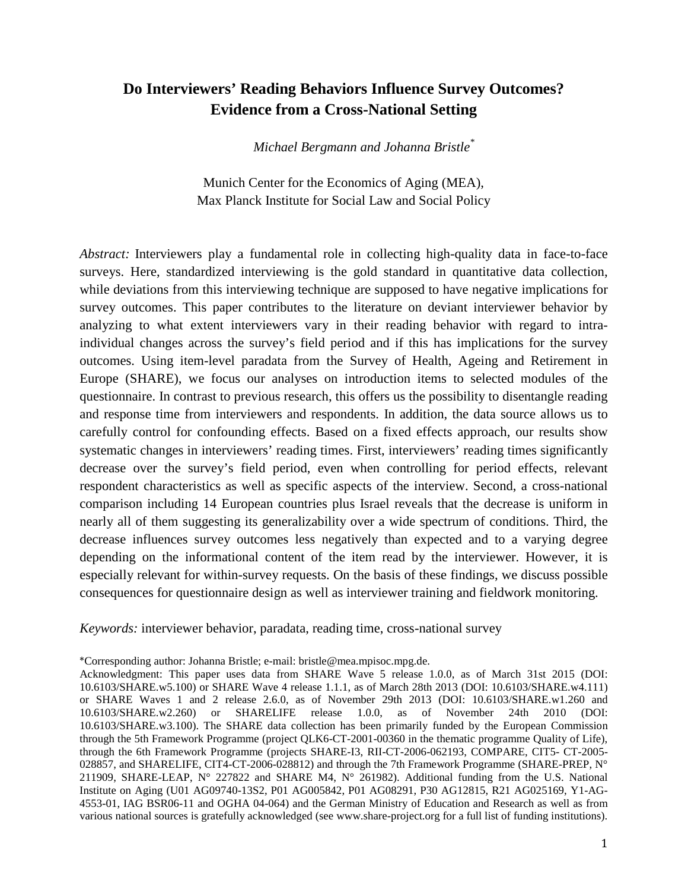# Do Interviewers' Reading Behaviors Influence Survey Outcomes? Evidence from a Cross-National Setting

*Michael Bergmann and Johanna Bristle*[*]

Munich Center for the Economics of Aging (MEA),
Max Planck Institute for Social Law and Social Policy

*Abstract:* Interviewers play a fundamental role in collecting high-quality data in face-to-face surveys. Here, standardized interviewing is the gold standard in quantitative data collection, while deviations from this interviewing technique are supposed to have negative implications for survey outcomes. This paper contributes to the literature on deviant interviewer behavior by analyzing to what extent interviewers vary in their reading behavior with regard to intra-individual changes across the survey's field period and if this has implications for the survey outcomes. Using item-level paradata from the Survey of Health, Ageing and Retirement in Europe (SHARE), we focus our analyses on introduction items to selected modules of the questionnaire. In contrast to previous research, this offers us the possibility to disentangle reading and response time from interviewers and respondents. In addition, the data source allows us to carefully control for confounding effects. Based on a fixed effects approach, our results show systematic changes in interviewers' reading times. First, interviewers' reading times significantly decrease over the survey's field period, even when controlling for period effects, relevant respondent characteristics as well as specific aspects of the interview. Second, a cross-national comparison including 14 European countries plus Israel reveals that the decrease is uniform in nearly all of them suggesting its generalizability over a wide spectrum of conditions. Third, the decrease influences survey outcomes less negatively than expected and to a varying degree depending on the informational content of the item read by the interviewer. However, it is especially relevant for within-survey requests. On the basis of these findings, we discuss possible consequences for questionnaire design as well as interviewer training and fieldwork monitoring.

*Keywords:* interviewer behavior, paradata, reading time, cross-national survey

*Corresponding author: Johanna Bristle; e-mail: bristle@mea.mpisoc.mpg.de.

Acknowledgment: This paper uses data from SHARE Wave 5 release 1.0.0, as of March 31st 2015 (DOI: 10.6103/SHARE.w5.100) or SHARE Wave 4 release 1.1.1, as of March 28th 2013 (DOI: 10.6103/SHARE.w4.111) or SHARE Waves 1 and 2 release 2.6.0, as of November 29th 2013 (DOI: 10.6103/SHARE.w1.260 and 10.6103/SHARE.w2.260) or SHARELIFE release 1.0.0, as of November 24th 2010 (DOI: 10.6103/SHARE.w3.100). The SHARE data collection has been primarily funded by the European Commission through the 5th Framework Programme (project QLK6-CT-2001-00360 in the thematic programme Quality of Life), through the 6th Framework Programme (projects SHARE-I3, RII-CT-2006-062193, COMPARE, CIT5- CT-2005-028857, and SHARELIFE, CIT4-CT-2006-028812) and through the 7th Framework Programme (SHARE-PREP, N° 211909, SHARE-LEAP, N° 227822 and SHARE M4, N° 261982). Additional funding from the U.S. National Institute on Aging (U01 AG09740-13S2, P01 AG005842, P01 AG08291, P30 AG12815, R21 AG025169, Y1-AG-4553-01, IAG BSR06-11 and OGHA 04-064) and the German Ministry of Education and Research as well as from various national sources is gratefully acknowledged (see www.share-project.org for a full list of funding institutions).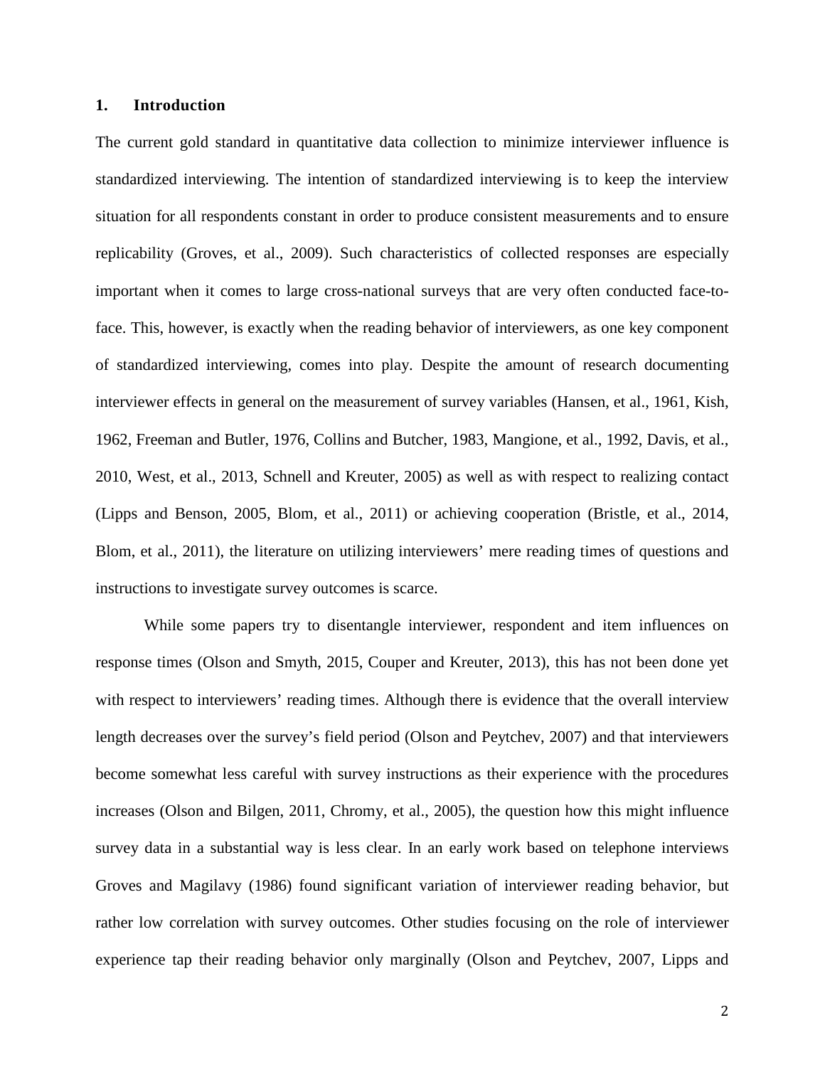## 1. Introduction

The current gold standard in quantitative data collection to minimize interviewer influence is standardized interviewing. The intention of standardized interviewing is to keep the interview situation for all respondents constant in order to produce consistent measurements and to ensure replicability (Groves, et al., 2009). Such characteristics of collected responses are especially important when it comes to large cross-national surveys that are very often conducted face-to-face. This, however, is exactly when the reading behavior of interviewers, as one key component of standardized interviewing, comes into play. Despite the amount of research documenting interviewer effects in general on the measurement of survey variables (Hansen, et al., 1961, Kish, 1962, Freeman and Butler, 1976, Collins and Butcher, 1983, Mangione, et al., 1992, Davis, et al., 2010, West, et al., 2013, Schnell and Kreuter, 2005) as well as with respect to realizing contact (Lipps and Benson, 2005, Blom, et al., 2011) or achieving cooperation (Bristle, et al., 2014, Blom, et al., 2011), the literature on utilizing interviewers' mere reading times of questions and instructions to investigate survey outcomes is scarce.

While some papers try to disentangle interviewer, respondent and item influences on response times (Olson and Smyth, 2015, Couper and Kreuter, 2013), this has not been done yet with respect to interviewers' reading times. Although there is evidence that the overall interview length decreases over the survey's field period (Olson and Peytchev, 2007) and that interviewers become somewhat less careful with survey instructions as their experience with the procedures increases (Olson and Bilgen, 2011, Chromy, et al., 2005), the question how this might influence survey data in a substantial way is less clear. In an early work based on telephone interviews Groves and Magilavy (1986) found significant variation of interviewer reading behavior, but rather low correlation with survey outcomes. Other studies focusing on the role of interviewer experience tap their reading behavior only marginally (Olson and Peytchev, 2007, Lipps and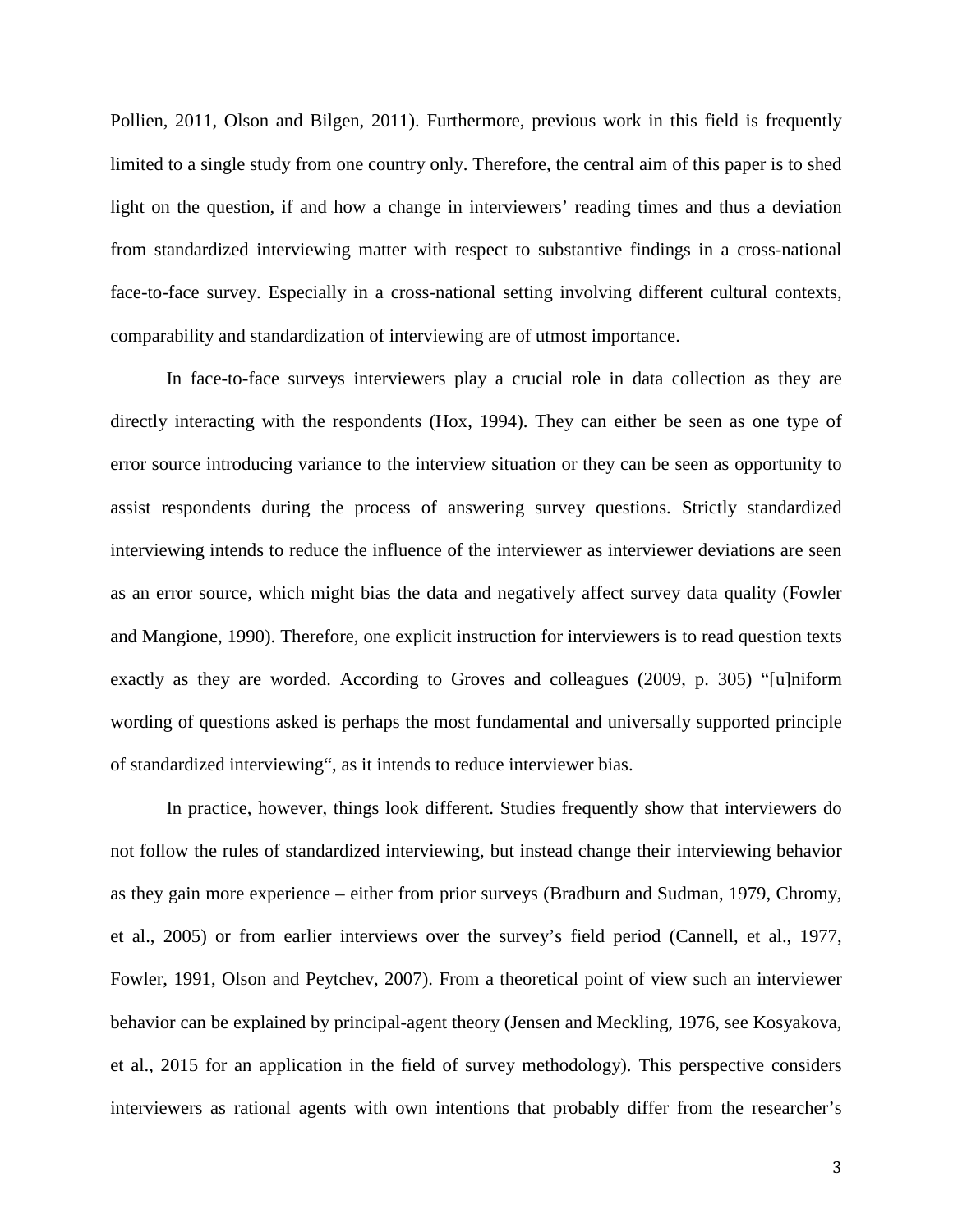Pollien, 2011, Olson and Bilgen, 2011). Furthermore, previous work in this field is frequently limited to a single study from one country only. Therefore, the central aim of this paper is to shed light on the question, if and how a change in interviewers' reading times and thus a deviation from standardized interviewing matter with respect to substantive findings in a cross-national face-to-face survey. Especially in a cross-national setting involving different cultural contexts, comparability and standardization of interviewing are of utmost importance.

In face-to-face surveys interviewers play a crucial role in data collection as they are directly interacting with the respondents (Hox, 1994). They can either be seen as one type of error source introducing variance to the interview situation or they can be seen as opportunity to assist respondents during the process of answering survey questions. Strictly standardized interviewing intends to reduce the influence of the interviewer as interviewer deviations are seen as an error source, which might bias the data and negatively affect survey data quality (Fowler and Mangione, 1990). Therefore, one explicit instruction for interviewers is to read question texts exactly as they are worded. According to Groves and colleagues (2009, p. 305) "[u]niform wording of questions asked is perhaps the most fundamental and universally supported principle of standardized interviewing", as it intends to reduce interviewer bias.

In practice, however, things look different. Studies frequently show that interviewers do not follow the rules of standardized interviewing, but instead change their interviewing behavior as they gain more experience – either from prior surveys (Bradburn and Sudman, 1979, Chromy, et al., 2005) or from earlier interviews over the survey's field period (Cannell, et al., 1977, Fowler, 1991, Olson and Peytchev, 2007). From a theoretical point of view such an interviewer behavior can be explained by principal-agent theory (Jensen and Meckling, 1976, see Kosyakova, et al., 2015 for an application in the field of survey methodology). This perspective considers interviewers as rational agents with own intentions that probably differ from the researcher's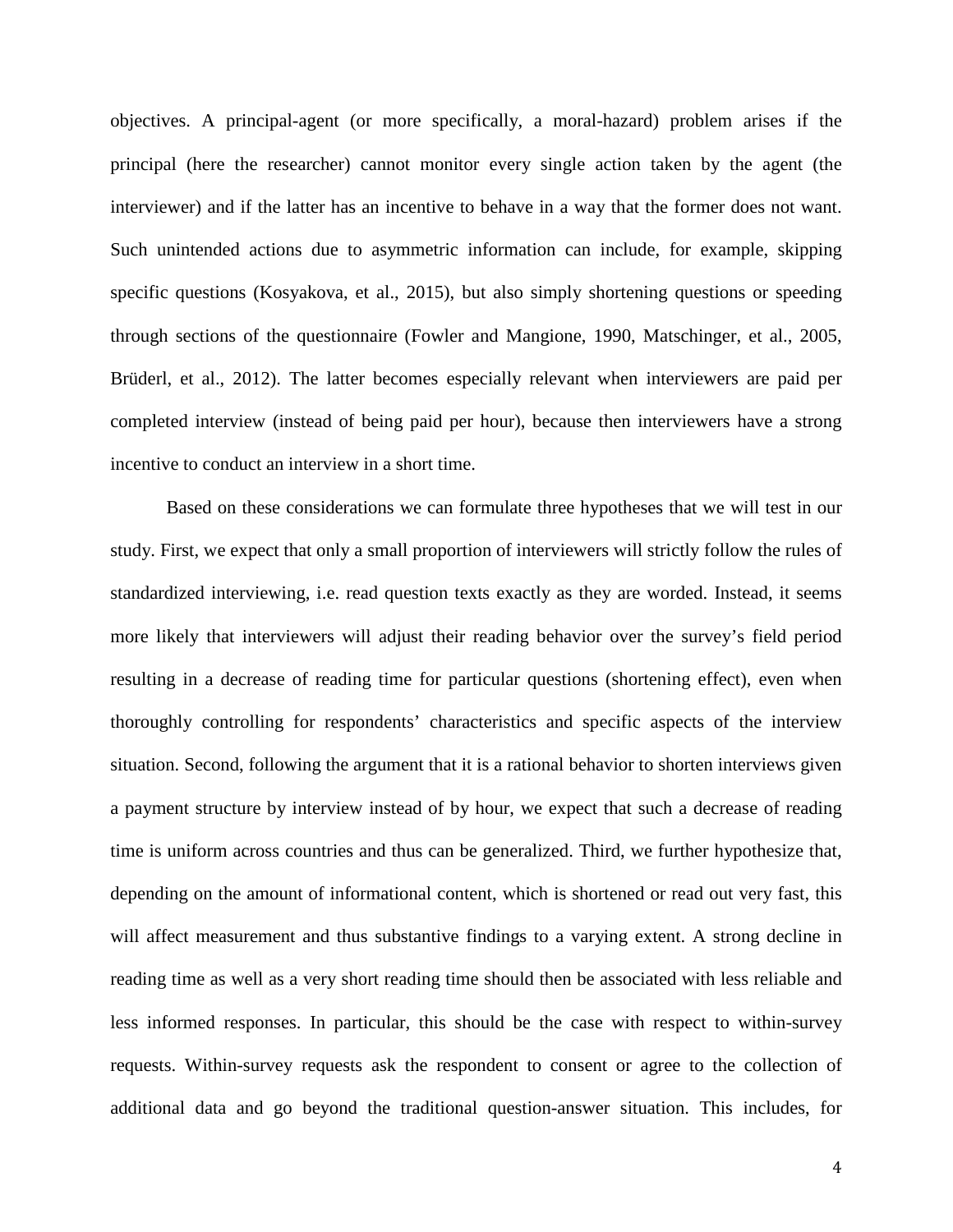objectives. A principal-agent (or more specifically, a moral-hazard) problem arises if the principal (here the researcher) cannot monitor every single action taken by the agent (the interviewer) and if the latter has an incentive to behave in a way that the former does not want. Such unintended actions due to asymmetric information can include, for example, skipping specific questions (Kosyakova, et al., 2015), but also simply shortening questions or speeding through sections of the questionnaire (Fowler and Mangione, 1990, Matschinger, et al., 2005, Brüderl, et al., 2012). The latter becomes especially relevant when interviewers are paid per completed interview (instead of being paid per hour), because then interviewers have a strong incentive to conduct an interview in a short time.

Based on these considerations we can formulate three hypotheses that we will test in our study. First, we expect that only a small proportion of interviewers will strictly follow the rules of standardized interviewing, i.e. read question texts exactly as they are worded. Instead, it seems more likely that interviewers will adjust their reading behavior over the survey's field period resulting in a decrease of reading time for particular questions (shortening effect), even when thoroughly controlling for respondents' characteristics and specific aspects of the interview situation. Second, following the argument that it is a rational behavior to shorten interviews given a payment structure by interview instead of by hour, we expect that such a decrease of reading time is uniform across countries and thus can be generalized. Third, we further hypothesize that, depending on the amount of informational content, which is shortened or read out very fast, this will affect measurement and thus substantive findings to a varying extent. A strong decline in reading time as well as a very short reading time should then be associated with less reliable and less informed responses. In particular, this should be the case with respect to within-survey requests. Within-survey requests ask the respondent to consent or agree to the collection of additional data and go beyond the traditional question-answer situation. This includes, for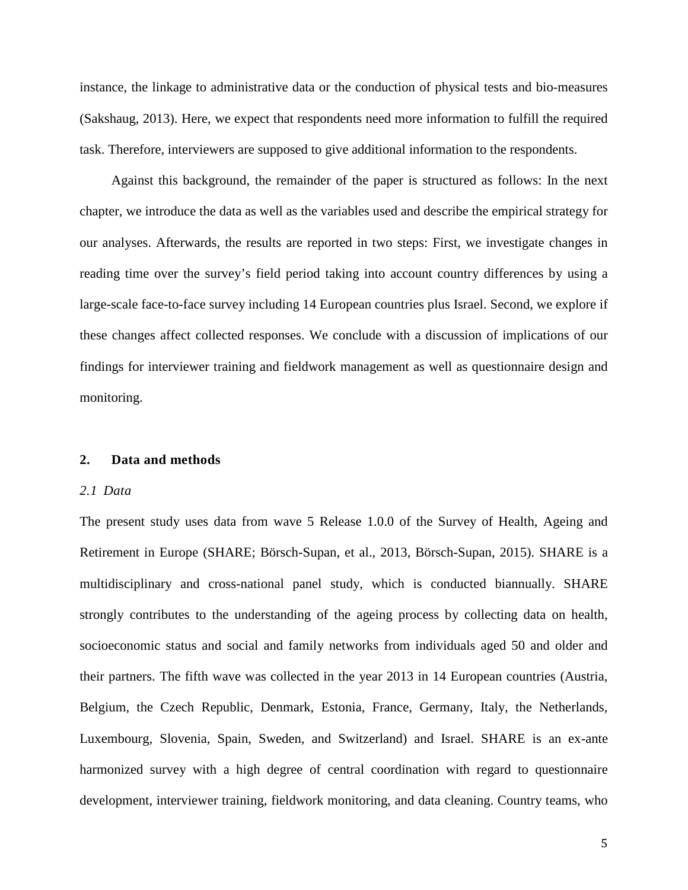instance, the linkage to administrative data or the conduction of physical tests and bio-measures (Sakshaug, 2013). Here, we expect that respondents need more information to fulfill the required task. Therefore, interviewers are supposed to give additional information to the respondents.

Against this background, the remainder of the paper is structured as follows: In the next chapter, we introduce the data as well as the variables used and describe the empirical strategy for our analyses. Afterwards, the results are reported in two steps: First, we investigate changes in reading time over the survey's field period taking into account country differences by using a large-scale face-to-face survey including 14 European countries plus Israel. Second, we explore if these changes affect collected responses. We conclude with a discussion of implications of our findings for interviewer training and fieldwork management as well as questionnaire design and monitoring.

## 2. Data and methods

### *2.1 Data*

The present study uses data from wave 5 Release 1.0.0 of the Survey of Health, Ageing and Retirement in Europe (SHARE; Börsch-Supan, et al., 2013, Börsch-Supan, 2015). SHARE is a multidisciplinary and cross-national panel study, which is conducted biannually. SHARE strongly contributes to the understanding of the ageing process by collecting data on health, socioeconomic status and social and family networks from individuals aged 50 and older and their partners. The fifth wave was collected in the year 2013 in 14 European countries (Austria, Belgium, the Czech Republic, Denmark, Estonia, France, Germany, Italy, the Netherlands, Luxembourg, Slovenia, Spain, Sweden, and Switzerland) and Israel. SHARE is an ex-ante harmonized survey with a high degree of central coordination with regard to questionnaire development, interviewer training, fieldwork monitoring, and data cleaning. Country teams, who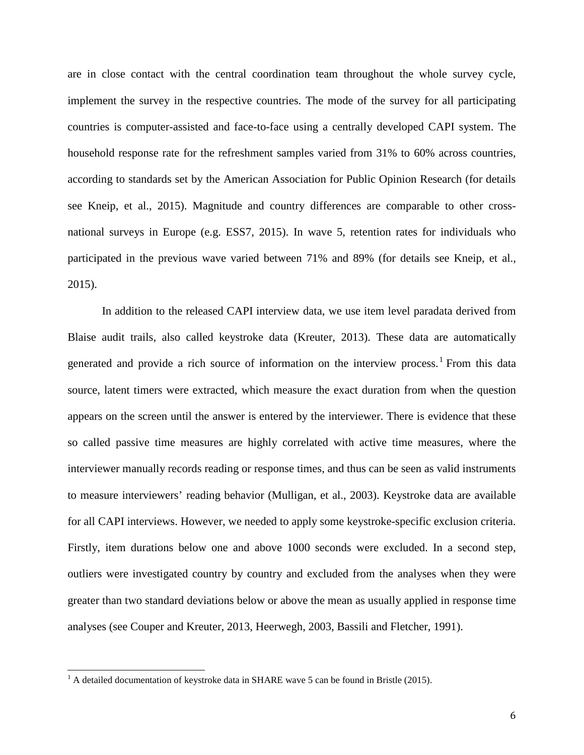are in close contact with the central coordination team throughout the whole survey cycle, implement the survey in the respective countries. The mode of the survey for all participating countries is computer-assisted and face-to-face using a centrally developed CAPI system. The household response rate for the refreshment samples varied from 31% to 60% across countries, according to standards set by the American Association for Public Opinion Research (for details see Kneip, et al., 2015). Magnitude and country differences are comparable to other cross-national surveys in Europe (e.g. ESS7, 2015). In wave 5, retention rates for individuals who participated in the previous wave varied between 71% and 89% (for details see Kneip, et al., 2015).

In addition to the released CAPI interview data, we use item level paradata derived from Blaise audit trails, also called keystroke data (Kreuter, 2013). These data are automatically generated and provide a rich source of information on the interview process.[1] From this data source, latent timers were extracted, which measure the exact duration from when the question appears on the screen until the answer is entered by the interviewer. There is evidence that these so called passive time measures are highly correlated with active time measures, where the interviewer manually records reading or response times, and thus can be seen as valid instruments to measure interviewers' reading behavior (Mulligan, et al., 2003). Keystroke data are available for all CAPI interviews. However, we needed to apply some keystroke-specific exclusion criteria. Firstly, item durations below one and above 1000 seconds were excluded. In a second step, outliers were investigated country by country and excluded from the analyses when they were greater than two standard deviations below or above the mean as usually applied in response time analyses (see Couper and Kreuter, 2013, Heerwegh, 2003, Bassili and Fletcher, 1991).

---

[1] A detailed documentation of keystroke data in SHARE wave 5 can be found in Bristle (2015).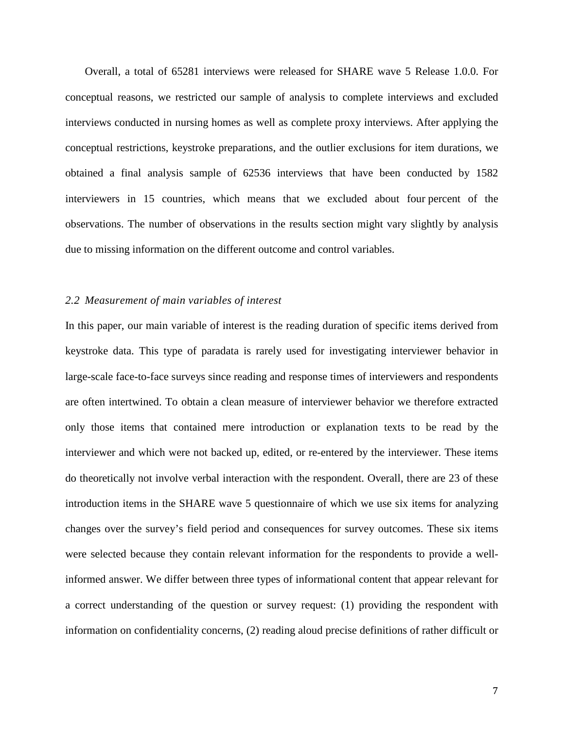Overall, a total of 65281 interviews were released for SHARE wave 5 Release 1.0.0. For conceptual reasons, we restricted our sample of analysis to complete interviews and excluded interviews conducted in nursing homes as well as complete proxy interviews. After applying the conceptual restrictions, keystroke preparations, and the outlier exclusions for item durations, we obtained a final analysis sample of 62536 interviews that have been conducted by 1582 interviewers in 15 countries, which means that we excluded about four percent of the observations. The number of observations in the results section might vary slightly by analysis due to missing information on the different outcome and control variables.

### *2.2 Measurement of main variables of interest*

In this paper, our main variable of interest is the reading duration of specific items derived from keystroke data. This type of paradata is rarely used for investigating interviewer behavior in large-scale face-to-face surveys since reading and response times of interviewers and respondents are often intertwined. To obtain a clean measure of interviewer behavior we therefore extracted only those items that contained mere introduction or explanation texts to be read by the interviewer and which were not backed up, edited, or re-entered by the interviewer. These items do theoretically not involve verbal interaction with the respondent. Overall, there are 23 of these introduction items in the SHARE wave 5 questionnaire of which we use six items for analyzing changes over the survey's field period and consequences for survey outcomes. These six items were selected because they contain relevant information for the respondents to provide a well-informed answer. We differ between three types of informational content that appear relevant for a correct understanding of the question or survey request: (1) providing the respondent with information on confidentiality concerns, (2) reading aloud precise definitions of rather difficult or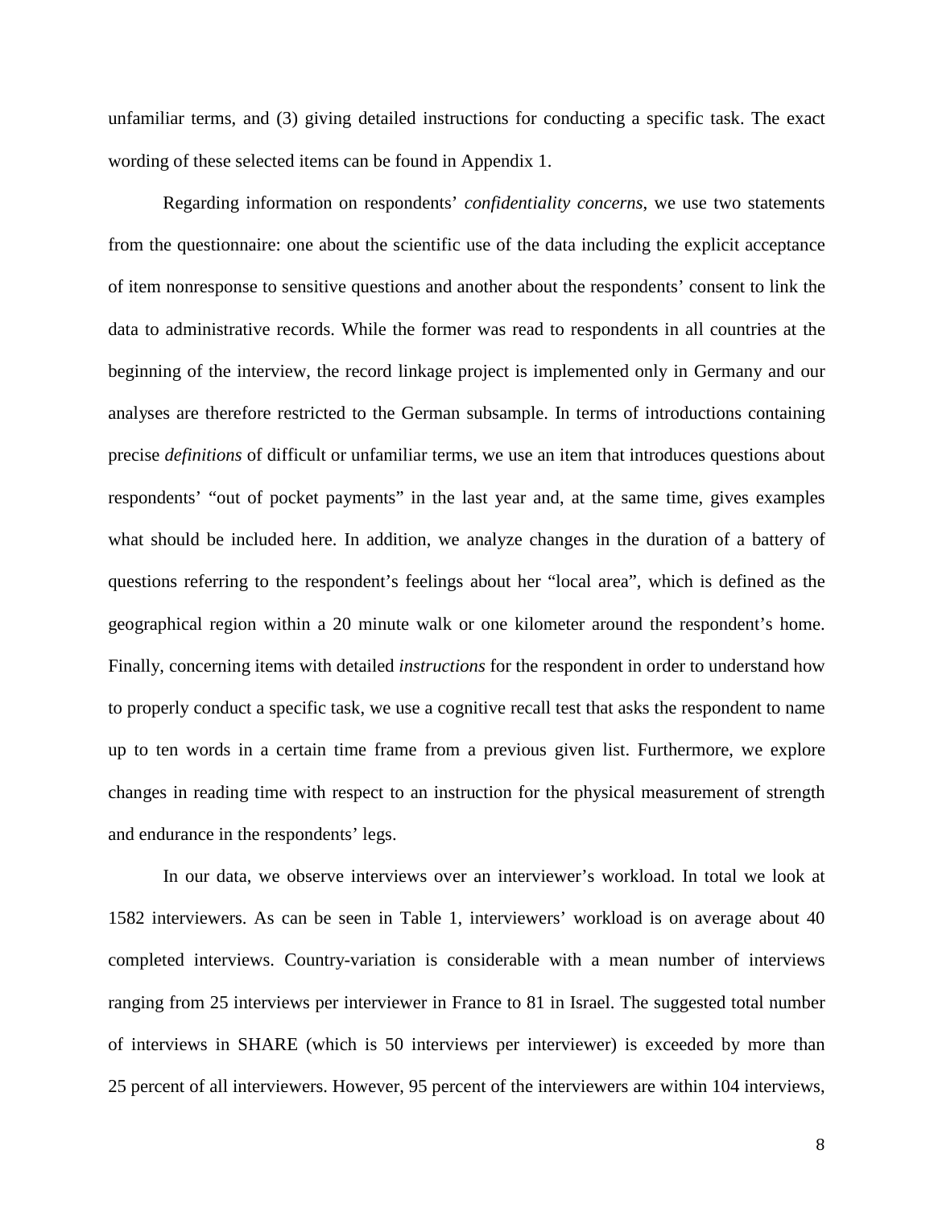unfamiliar terms, and (3) giving detailed instructions for conducting a specific task. The exact wording of these selected items can be found in Appendix 1.

Regarding information on respondents' *confidentiality concerns*, we use two statements from the questionnaire: one about the scientific use of the data including the explicit acceptance of item nonresponse to sensitive questions and another about the respondents' consent to link the data to administrative records. While the former was read to respondents in all countries at the beginning of the interview, the record linkage project is implemented only in Germany and our analyses are therefore restricted to the German subsample. In terms of introductions containing precise *definitions* of difficult or unfamiliar terms, we use an item that introduces questions about respondents' "out of pocket payments" in the last year and, at the same time, gives examples what should be included here. In addition, we analyze changes in the duration of a battery of questions referring to the respondent's feelings about her "local area", which is defined as the geographical region within a 20 minute walk or one kilometer around the respondent's home. Finally, concerning items with detailed *instructions* for the respondent in order to understand how to properly conduct a specific task, we use a cognitive recall test that asks the respondent to name up to ten words in a certain time frame from a previous given list. Furthermore, we explore changes in reading time with respect to an instruction for the physical measurement of strength and endurance in the respondents' legs.

In our data, we observe interviews over an interviewer's workload. In total we look at 1582 interviewers. As can be seen in Table 1, interviewers' workload is on average about 40 completed interviews. Country-variation is considerable with a mean number of interviews ranging from 25 interviews per interviewer in France to 81 in Israel. The suggested total number of interviews in SHARE (which is 50 interviews per interviewer) is exceeded by more than 25 percent of all interviewers. However, 95 percent of the interviewers are within 104 interviews,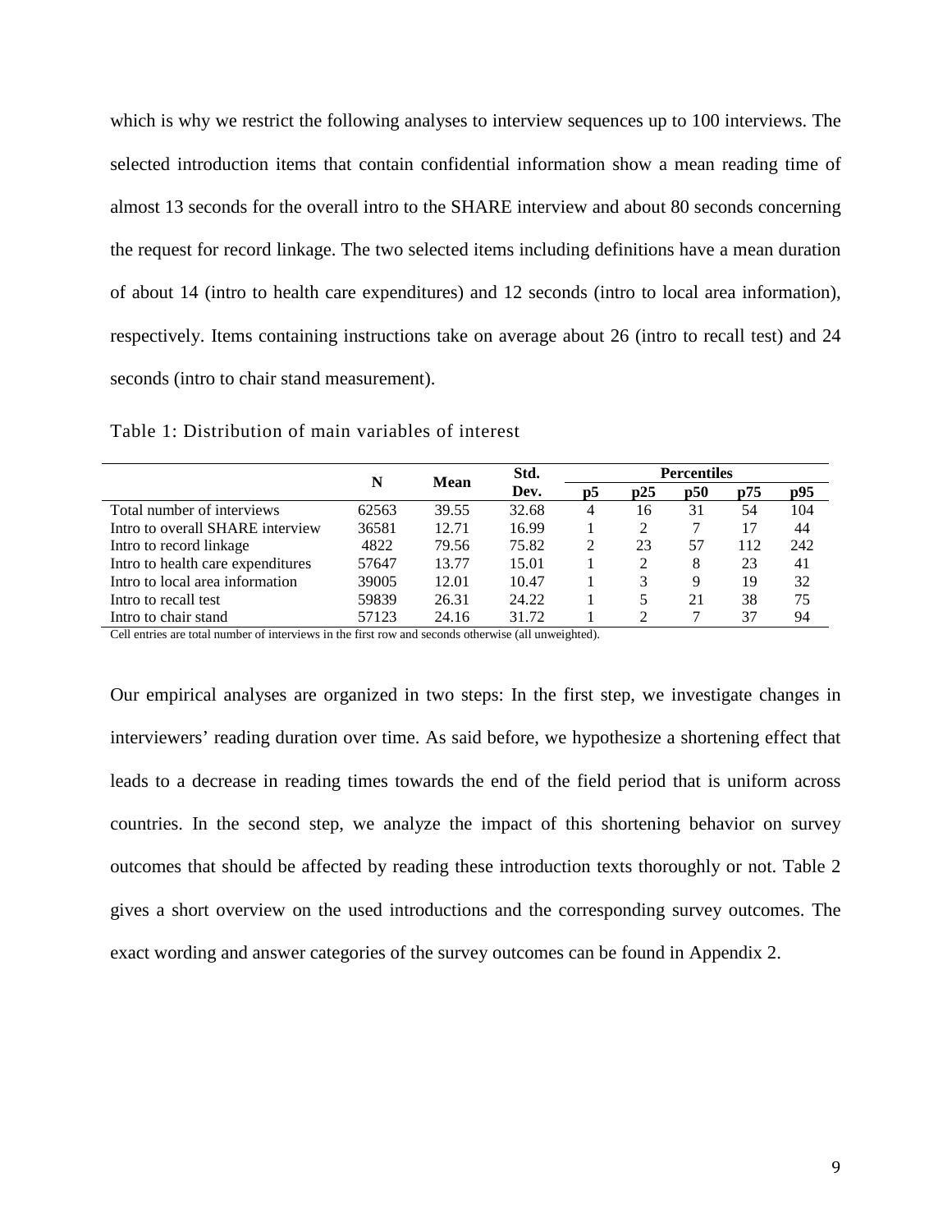which is why we restrict the following analyses to interview sequences up to 100 interviews. The selected introduction items that contain confidential information show a mean reading time of almost 13 seconds for the overall intro to the SHARE interview and about 80 seconds concerning the request for record linkage. The two selected items including definitions have a mean duration of about 14 (intro to health care expenditures) and 12 seconds (intro to local area information), respectively. Items containing instructions take on average about 26 (intro to recall test) and 24 seconds (intro to chair stand measurement).

Table 1: Distribution of main variables of interest

| | N | Mean | Std. Dev. | Percentiles | | | | |
|---|---|---|---|---|---|---|---|---|
| | | | | p5 | p25 | p50 | p75 | p95 |
| Total number of interviews | 62563 | 39.55 | 32.68 | 4 | 16 | 31 | 54 | 104 |
| Intro to overall SHARE interview | 36581 | 12.71 | 16.99 | 1 | 2 | 7 | 17 | 44 |
| Intro to record linkage | 4822 | 79.56 | 75.82 | 2 | 23 | 57 | 112 | 242 |
| Intro to health care expenditures | 57647 | 13.77 | 15.01 | 1 | 2 | 8 | 23 | 41 |
| Intro to local area information | 39005 | 12.01 | 10.47 | 1 | 3 | 9 | 19 | 32 |
| Intro to recall test | 59839 | 26.31 | 24.22 | 1 | 5 | 21 | 38 | 75 |
| Intro to chair stand | 57123 | 24.16 | 31.72 | 1 | 2 | 7 | 37 | 94 |

Cell entries are total number of interviews in the first row and seconds otherwise (all unweighted).

Our empirical analyses are organized in two steps: In the first step, we investigate changes in interviewers' reading duration over time. As said before, we hypothesize a shortening effect that leads to a decrease in reading times towards the end of the field period that is uniform across countries. In the second step, we analyze the impact of this shortening behavior on survey outcomes that should be affected by reading these introduction texts thoroughly or not. Table 2 gives a short overview on the used introductions and the corresponding survey outcomes. The exact wording and answer categories of the survey outcomes can be found in Appendix 2.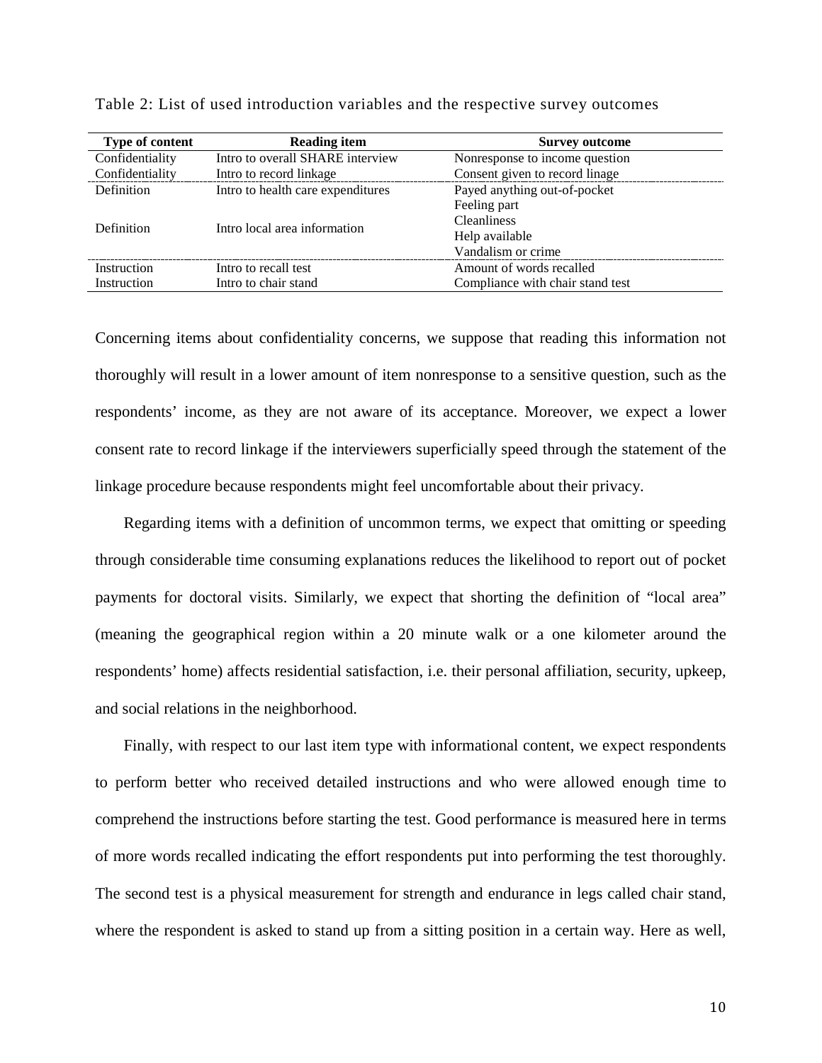Table 2: List of used introduction variables and the respective survey outcomes

| Type of content | Reading item | Survey outcome |
|---|---|---|
| Confidentiality | Intro to overall SHARE interview | Nonresponse to income question |
| Confidentiality | Intro to record linkage | Consent given to record linage |
| Definition | Intro to health care expenditures | Payed anything out-of-pocket |
| Definition | Intro local area information | Feeling part |
| | | Cleanliness |
| | | Help available |
| | | Vandalism or crime |
| Instruction | Intro to recall test | Amount of words recalled |
| Instruction | Intro to chair stand | Compliance with chair stand test |

Concerning items about confidentiality concerns, we suppose that reading this information not thoroughly will result in a lower amount of item nonresponse to a sensitive question, such as the respondents' income, as they are not aware of its acceptance. Moreover, we expect a lower consent rate to record linkage if the interviewers superficially speed through the statement of the linkage procedure because respondents might feel uncomfortable about their privacy.

Regarding items with a definition of uncommon terms, we expect that omitting or speeding through considerable time consuming explanations reduces the likelihood to report out of pocket payments for doctoral visits. Similarly, we expect that shorting the definition of "local area" (meaning the geographical region within a 20 minute walk or a one kilometer around the respondents' home) affects residential satisfaction, i.e. their personal affiliation, security, upkeep, and social relations in the neighborhood.

Finally, with respect to our last item type with informational content, we expect respondents to perform better who received detailed instructions and who were allowed enough time to comprehend the instructions before starting the test. Good performance is measured here in terms of more words recalled indicating the effort respondents put into performing the test thoroughly. The second test is a physical measurement for strength and endurance in legs called chair stand, where the respondent is asked to stand up from a sitting position in a certain way. Here as well,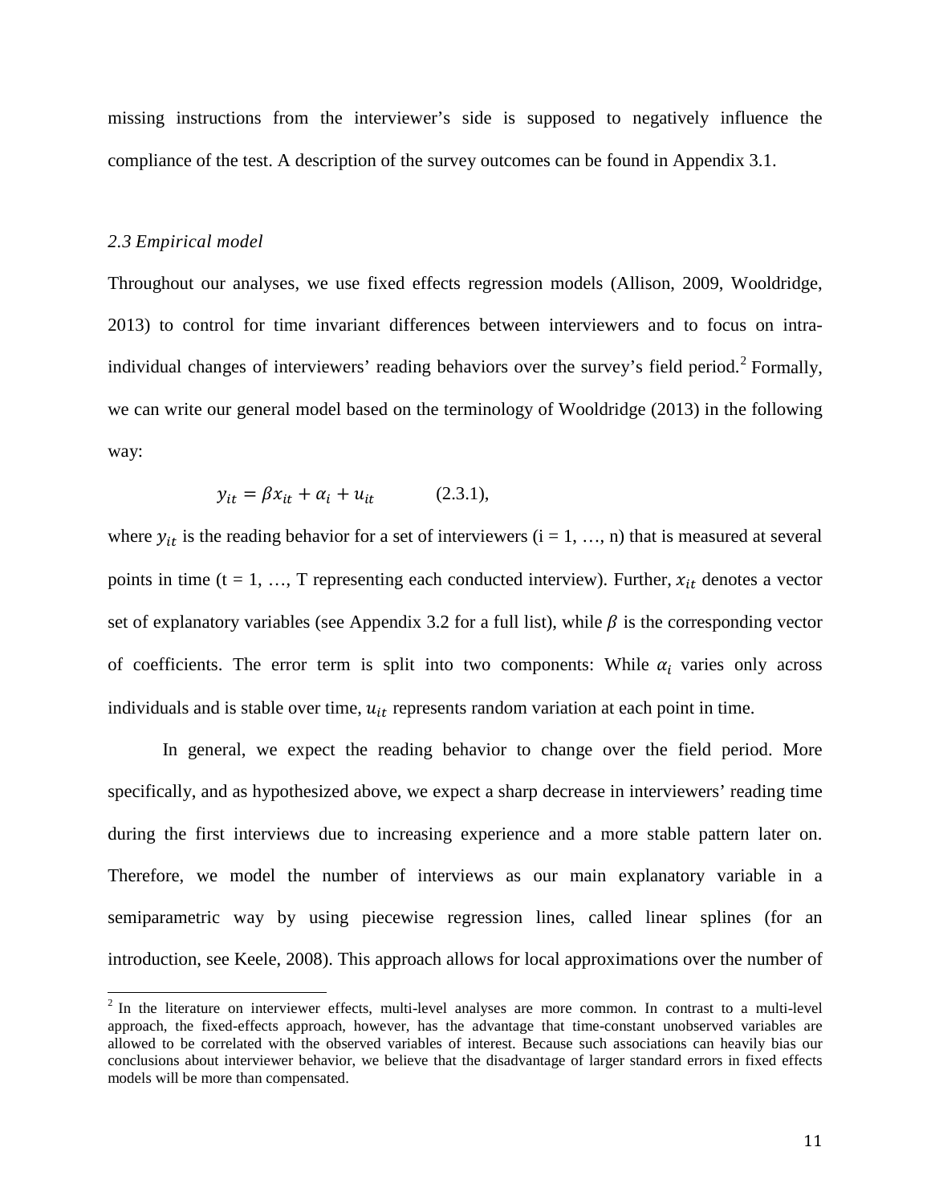missing instructions from the interviewer's side is supposed to negatively influence the compliance of the test. A description of the survey outcomes can be found in Appendix 3.1.

### *2.3 Empirical model*

Throughout our analyses, we use fixed effects regression models (Allison, 2009, Wooldridge, 2013) to control for time invariant differences between interviewers and to focus on intra-individual changes of interviewers' reading behaviors over the survey's field period.[2] Formally, we can write our general model based on the terminology of Wooldridge (2013) in the following way:

$$y_{it} = \beta x_{it} + \alpha_i + u_{it} \qquad (2.3.1),$$

where $y_{it}$ is the reading behavior for a set of interviewers (i = 1, …, n) that is measured at several points in time (t = 1, …, T representing each conducted interview). Further, $x_{it}$ denotes a vector set of explanatory variables (see Appendix 3.2 for a full list), while $\beta$ is the corresponding vector of coefficients. The error term is split into two components: While $\alpha_i$ varies only across individuals and is stable over time, $u_{it}$ represents random variation at each point in time.

In general, we expect the reading behavior to change over the field period. More specifically, and as hypothesized above, we expect a sharp decrease in interviewers' reading time during the first interviews due to increasing experience and a more stable pattern later on. Therefore, we model the number of interviews as our main explanatory variable in a semiparametric way by using piecewise regression lines, called linear splines (for an introduction, see Keele, 2008). This approach allows for local approximations over the number of

[2] In the literature on interviewer effects, multi-level analyses are more common. In contrast to a multi-level approach, the fixed-effects approach, however, has the advantage that time-constant unobserved variables are allowed to be correlated with the observed variables of interest. Because such associations can heavily bias our conclusions about interviewer behavior, we believe that the disadvantage of larger standard errors in fixed effects models will be more than compensated.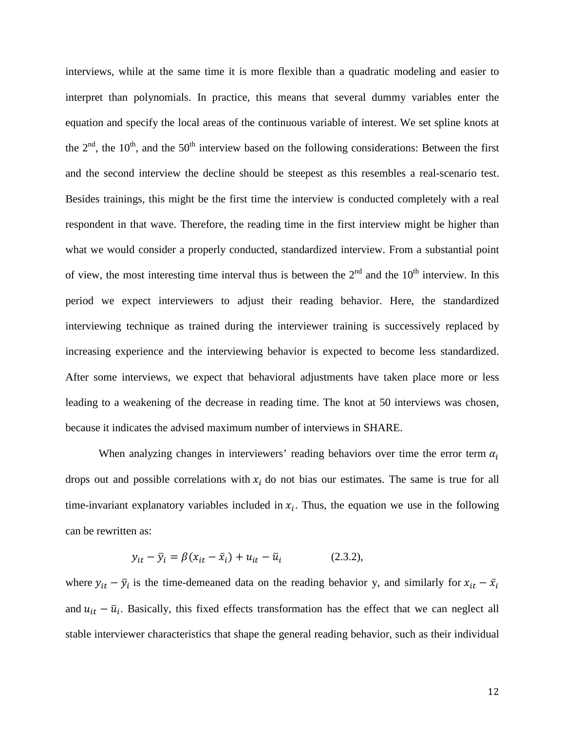interviews, while at the same time it is more flexible than a quadratic modeling and easier to interpret than polynomials. In practice, this means that several dummy variables enter the equation and specify the local areas of the continuous variable of interest. We set spline knots at the 2nd, the 10th, and the 50th interview based on the following considerations: Between the first and the second interview the decline should be steepest as this resembles a real-scenario test. Besides trainings, this might be the first time the interview is conducted completely with a real respondent in that wave. Therefore, the reading time in the first interview might be higher than what we would consider a properly conducted, standardized interview. From a substantial point of view, the most interesting time interval thus is between the 2nd and the 10th interview. In this period we expect interviewers to adjust their reading behavior. Here, the standardized interviewing technique as trained during the interviewer training is successively replaced by increasing experience and the interviewing behavior is expected to become less standardized. After some interviews, we expect that behavioral adjustments have taken place more or less leading to a weakening of the decrease in reading time. The knot at 50 interviews was chosen, because it indicates the advised maximum number of interviews in SHARE.

When analyzing changes in interviewers' reading behaviors over time the error term $\alpha_i$ drops out and possible correlations with $x_i$ do not bias our estimates. The same is true for all time-invariant explanatory variables included in $x_i$. Thus, the equation we use in the following can be rewritten as:

$$y_{it} - \bar{y}_i = \beta(x_{it} - \bar{x}_i) + u_{it} - \bar{u}_i \qquad (2.3.2),$$

where $y_{it} - \bar{y}_i$ is the time-demeaned data on the reading behavior y, and similarly for $x_{it} - \bar{x}_i$ and $u_{it} - \bar{u}_i$. Basically, this fixed effects transformation has the effect that we can neglect all stable interviewer characteristics that shape the general reading behavior, such as their individual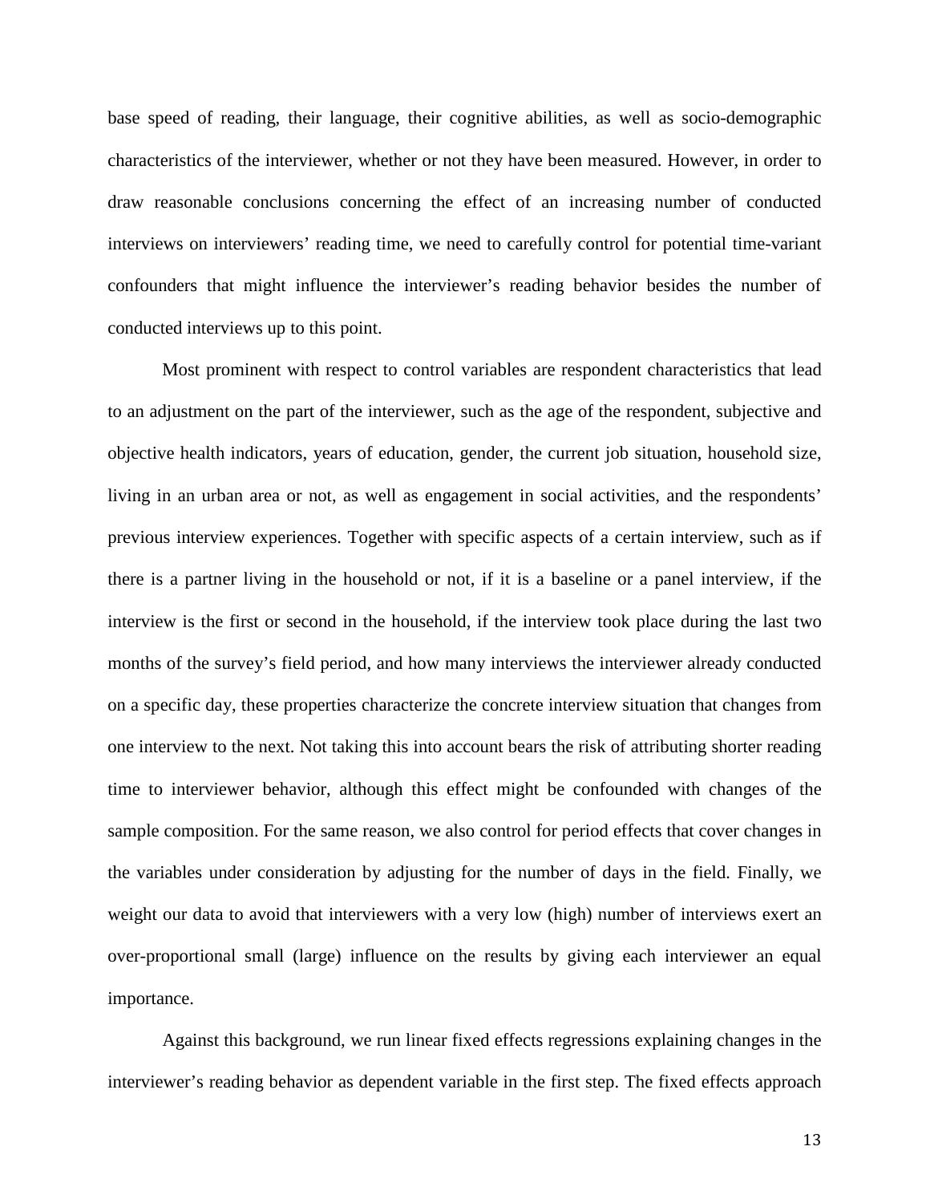base speed of reading, their language, their cognitive abilities, as well as socio-demographic characteristics of the interviewer, whether or not they have been measured. However, in order to draw reasonable conclusions concerning the effect of an increasing number of conducted interviews on interviewers' reading time, we need to carefully control for potential time-variant confounders that might influence the interviewer's reading behavior besides the number of conducted interviews up to this point.

Most prominent with respect to control variables are respondent characteristics that lead to an adjustment on the part of the interviewer, such as the age of the respondent, subjective and objective health indicators, years of education, gender, the current job situation, household size, living in an urban area or not, as well as engagement in social activities, and the respondents' previous interview experiences. Together with specific aspects of a certain interview, such as if there is a partner living in the household or not, if it is a baseline or a panel interview, if the interview is the first or second in the household, if the interview took place during the last two months of the survey's field period, and how many interviews the interviewer already conducted on a specific day, these properties characterize the concrete interview situation that changes from one interview to the next. Not taking this into account bears the risk of attributing shorter reading time to interviewer behavior, although this effect might be confounded with changes of the sample composition. For the same reason, we also control for period effects that cover changes in the variables under consideration by adjusting for the number of days in the field. Finally, we weight our data to avoid that interviewers with a very low (high) number of interviews exert an over-proportional small (large) influence on the results by giving each interviewer an equal importance.

Against this background, we run linear fixed effects regressions explaining changes in the interviewer's reading behavior as dependent variable in the first step. The fixed effects approach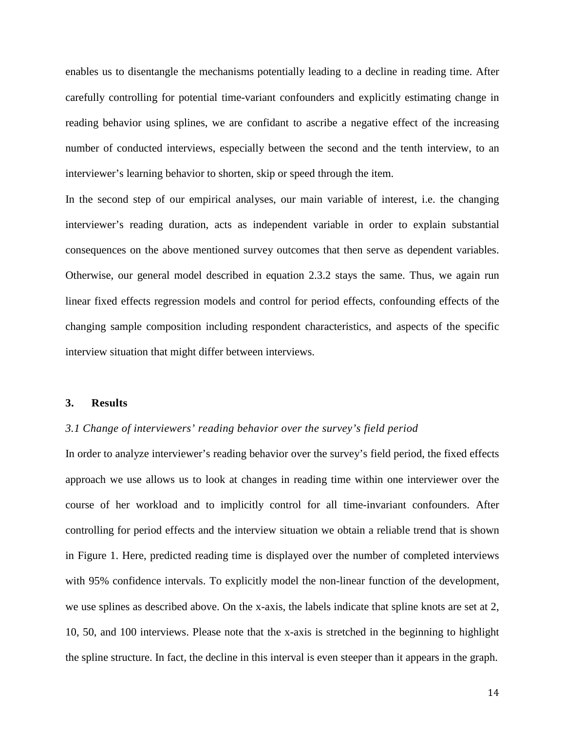enables us to disentangle the mechanisms potentially leading to a decline in reading time. After carefully controlling for potential time-variant confounders and explicitly estimating change in reading behavior using splines, we are confidant to ascribe a negative effect of the increasing number of conducted interviews, especially between the second and the tenth interview, to an interviewer's learning behavior to shorten, skip or speed through the item.

In the second step of our empirical analyses, our main variable of interest, i.e. the changing interviewer's reading duration, acts as independent variable in order to explain substantial consequences on the above mentioned survey outcomes that then serve as dependent variables. Otherwise, our general model described in equation 2.3.2 stays the same. Thus, we again run linear fixed effects regression models and control for period effects, confounding effects of the changing sample composition including respondent characteristics, and aspects of the specific interview situation that might differ between interviews.

## 3. Results

### *3.1 Change of interviewers' reading behavior over the survey's field period*

In order to analyze interviewer's reading behavior over the survey's field period, the fixed effects approach we use allows us to look at changes in reading time within one interviewer over the course of her workload and to implicitly control for all time-invariant confounders. After controlling for period effects and the interview situation we obtain a reliable trend that is shown in Figure 1. Here, predicted reading time is displayed over the number of completed interviews with 95% confidence intervals. To explicitly model the non-linear function of the development, we use splines as described above. On the x-axis, the labels indicate that spline knots are set at 2, 10, 50, and 100 interviews. Please note that the x-axis is stretched in the beginning to highlight the spline structure. In fact, the decline in this interval is even steeper than it appears in the graph.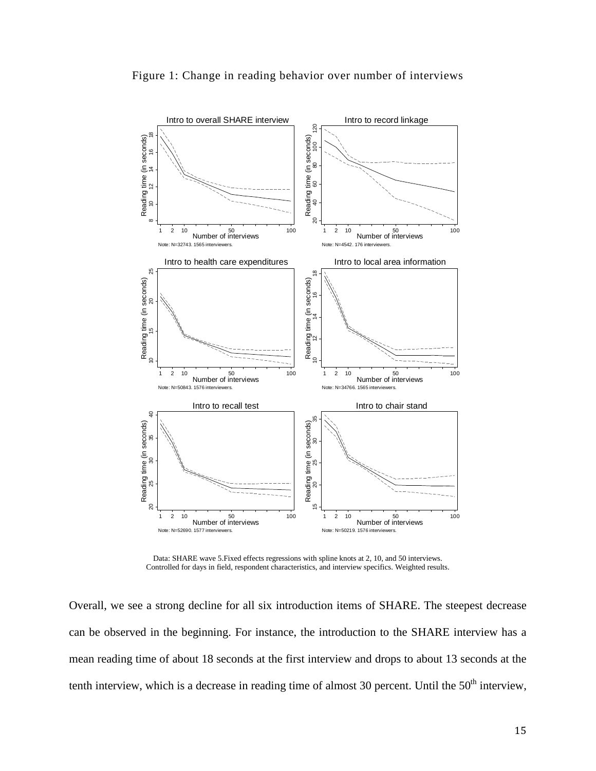Figure 1: Change in reading behavior over number of interviews

Data: SHARE wave 5.Fixed effects regressions with spline knots at 2, 10, and 50 interviews. Controlled for days in field, respondent characteristics, and interview specifics. Weighted results.

Overall, we see a strong decline for all six introduction items of SHARE. The steepest decrease can be observed in the beginning. For instance, the introduction to the SHARE interview has a mean reading time of about 18 seconds at the first interview and drops to about 13 seconds at the tenth interview, which is a decrease in reading time of almost 30 percent. Until the 50$^{th}$ interview,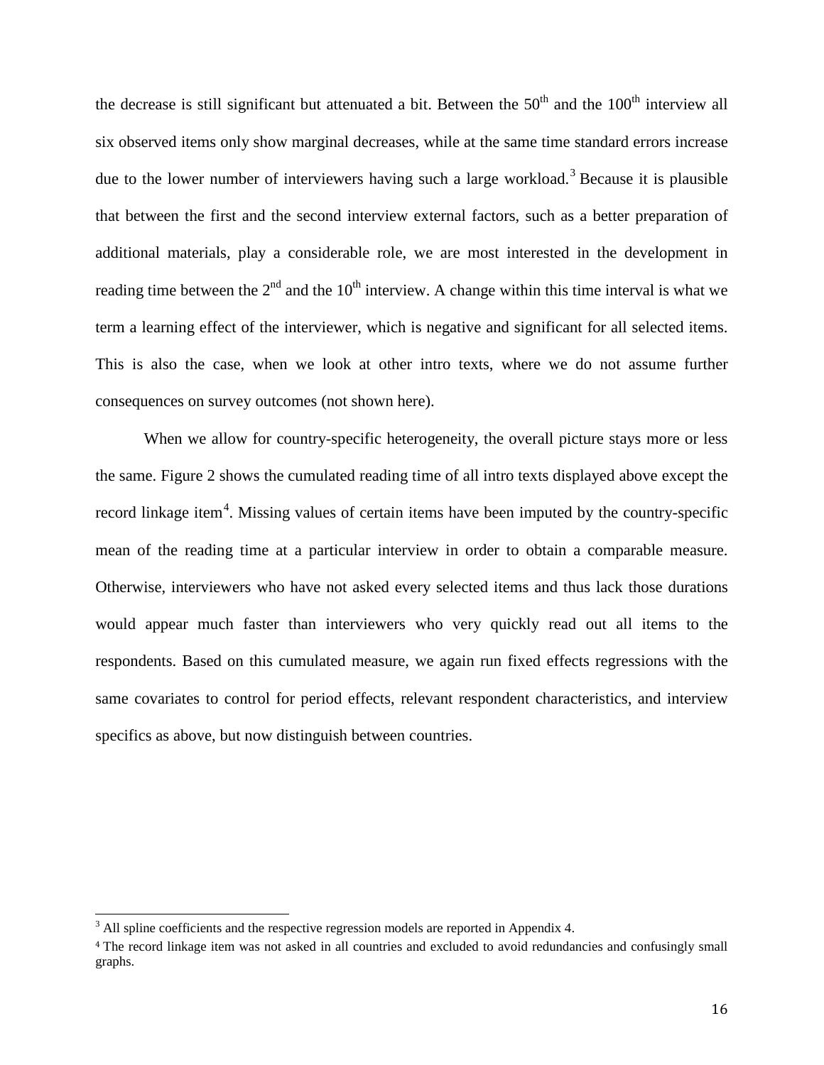the decrease is still significant but attenuated a bit. Between the 50th and the 100th interview all six observed items only show marginal decreases, while at the same time standard errors increase due to the lower number of interviewers having such a large workload.[3] Because it is plausible that between the first and the second interview external factors, such as a better preparation of additional materials, play a considerable role, we are most interested in the development in reading time between the 2nd and the 10th interview. A change within this time interval is what we term a learning effect of the interviewer, which is negative and significant for all selected items. This is also the case, when we look at other intro texts, where we do not assume further consequences on survey outcomes (not shown here).

When we allow for country-specific heterogeneity, the overall picture stays more or less the same. Figure 2 shows the cumulated reading time of all intro texts displayed above except the record linkage item[4]. Missing values of certain items have been imputed by the country-specific mean of the reading time at a particular interview in order to obtain a comparable measure. Otherwise, interviewers who have not asked every selected items and thus lack those durations would appear much faster than interviewers who very quickly read out all items to the respondents. Based on this cumulated measure, we again run fixed effects regressions with the same covariates to control for period effects, relevant respondent characteristics, and interview specifics as above, but now distinguish between countries.

---

[3] All spline coefficients and the respective regression models are reported in Appendix 4.

[4] The record linkage item was not asked in all countries and excluded to avoid redundancies and confusingly small graphs.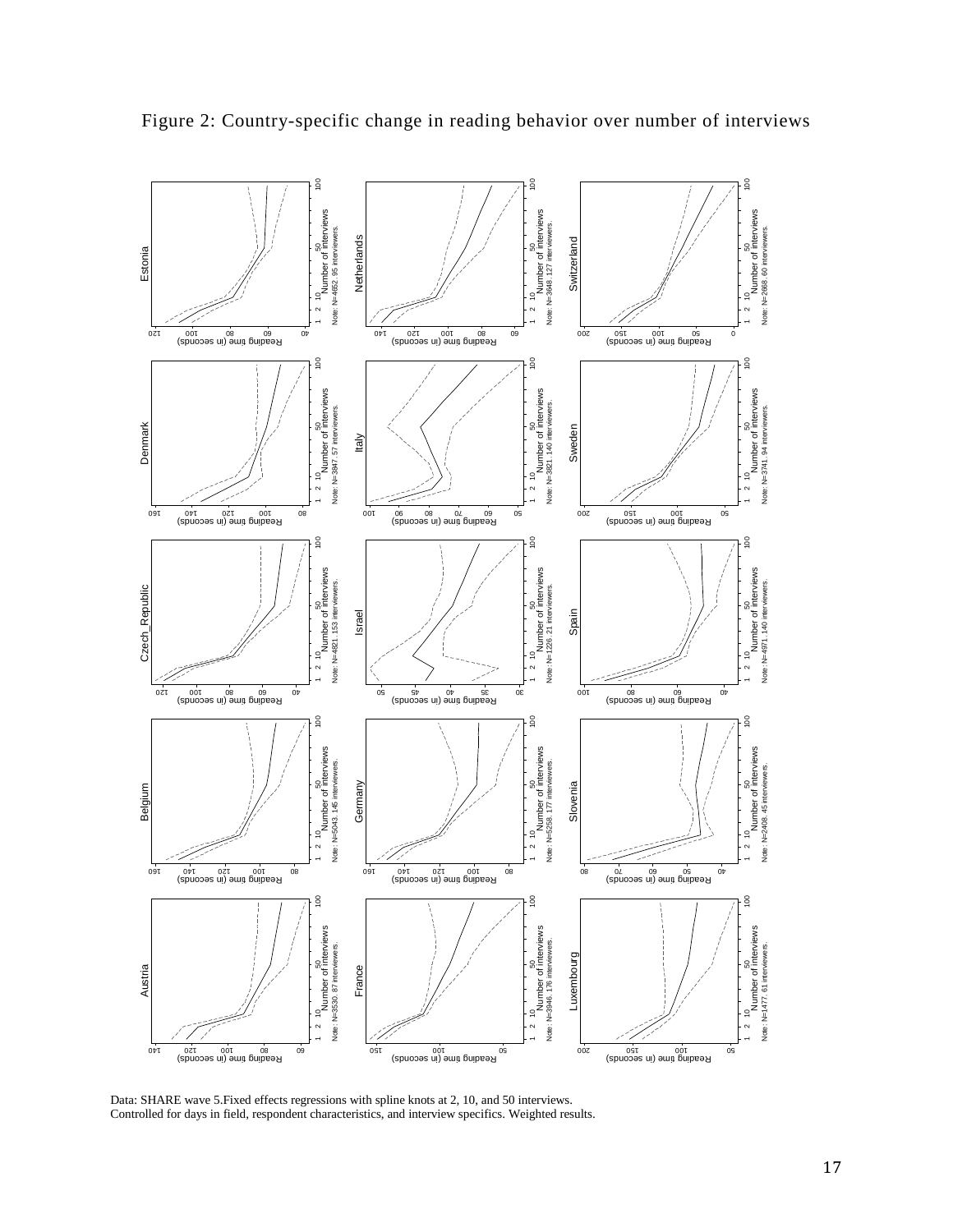Figure 2: Country-specific change in reading behavior over number of interviews

Data: SHARE wave 5.Fixed effects regressions with spline knots at 2, 10, and 50 interviews.
Controlled for days in field, respondent characteristics, and interview specifics. Weighted results.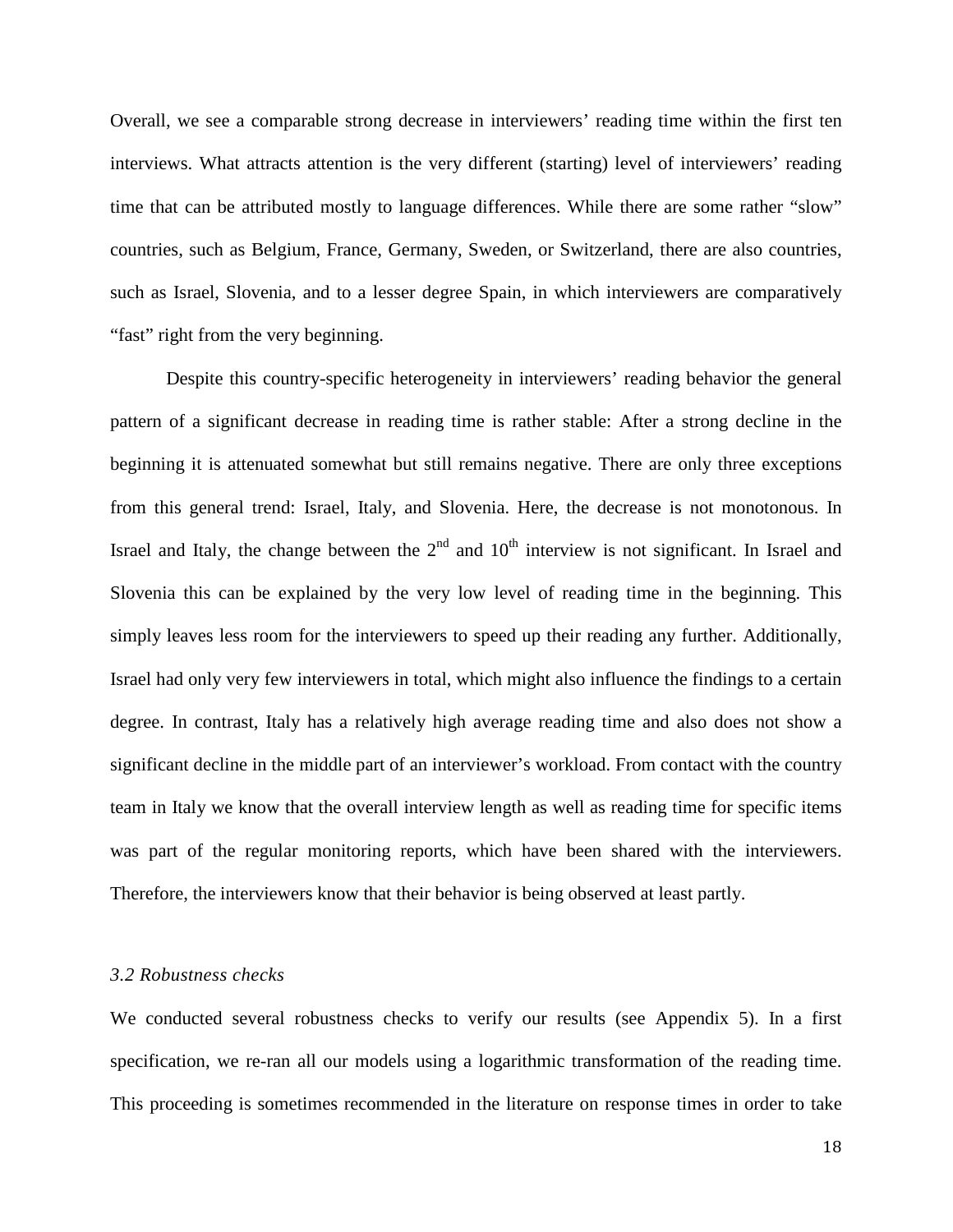Overall, we see a comparable strong decrease in interviewers' reading time within the first ten interviews. What attracts attention is the very different (starting) level of interviewers' reading time that can be attributed mostly to language differences. While there are some rather "slow" countries, such as Belgium, France, Germany, Sweden, or Switzerland, there are also countries, such as Israel, Slovenia, and to a lesser degree Spain, in which interviewers are comparatively "fast" right from the very beginning.

Despite this country-specific heterogeneity in interviewers' reading behavior the general pattern of a significant decrease in reading time is rather stable: After a strong decline in the beginning it is attenuated somewhat but still remains negative. There are only three exceptions from this general trend: Israel, Italy, and Slovenia. Here, the decrease is not monotonous. In Israel and Italy, the change between the 2nd and 10th interview is not significant. In Israel and Slovenia this can be explained by the very low level of reading time in the beginning. This simply leaves less room for the interviewers to speed up their reading any further. Additionally, Israel had only very few interviewers in total, which might also influence the findings to a certain degree. In contrast, Italy has a relatively high average reading time and also does not show a significant decline in the middle part of an interviewer's workload. From contact with the country team in Italy we know that the overall interview length as well as reading time for specific items was part of the regular monitoring reports, which have been shared with the interviewers. Therefore, the interviewers know that their behavior is being observed at least partly.

### *3.2 Robustness checks*

We conducted several robustness checks to verify our results (see Appendix 5). In a first specification, we re-ran all our models using a logarithmic transformation of the reading time. This proceeding is sometimes recommended in the literature on response times in order to take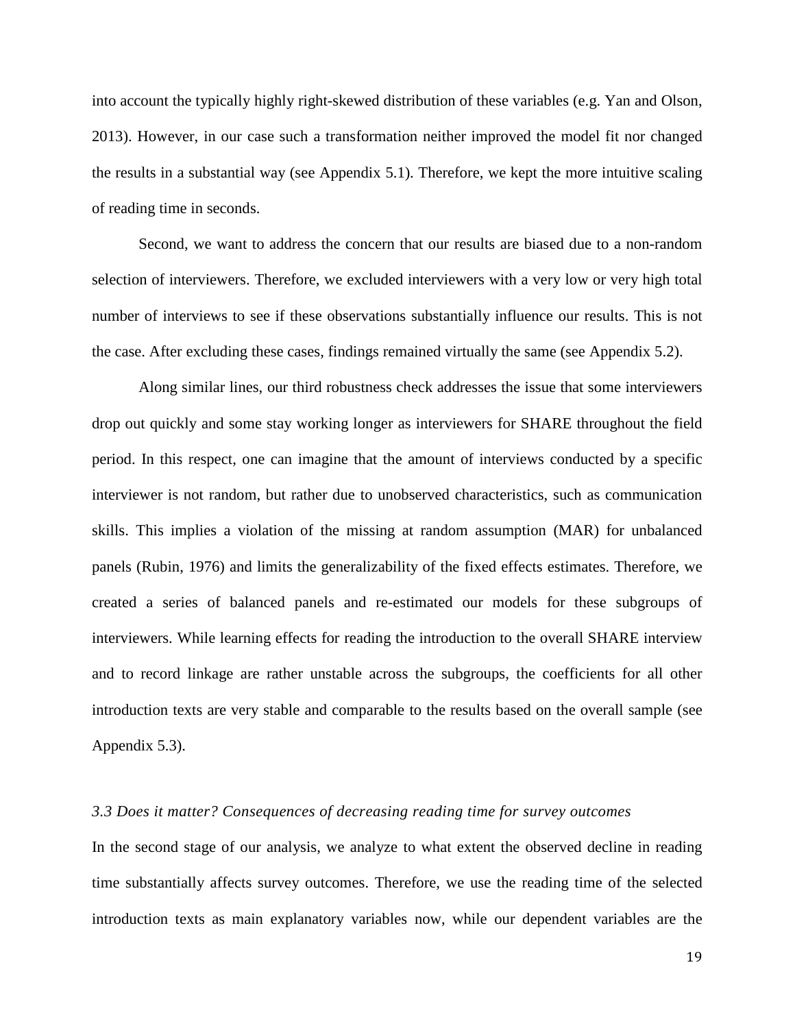into account the typically highly right-skewed distribution of these variables (e.g. Yan and Olson, 2013). However, in our case such a transformation neither improved the model fit nor changed the results in a substantial way (see Appendix 5.1). Therefore, we kept the more intuitive scaling of reading time in seconds.

Second, we want to address the concern that our results are biased due to a non-random selection of interviewers. Therefore, we excluded interviewers with a very low or very high total number of interviews to see if these observations substantially influence our results. This is not the case. After excluding these cases, findings remained virtually the same (see Appendix 5.2).

Along similar lines, our third robustness check addresses the issue that some interviewers drop out quickly and some stay working longer as interviewers for SHARE throughout the field period. In this respect, one can imagine that the amount of interviews conducted by a specific interviewer is not random, but rather due to unobserved characteristics, such as communication skills. This implies a violation of the missing at random assumption (MAR) for unbalanced panels (Rubin, 1976) and limits the generalizability of the fixed effects estimates. Therefore, we created a series of balanced panels and re-estimated our models for these subgroups of interviewers. While learning effects for reading the introduction to the overall SHARE interview and to record linkage are rather unstable across the subgroups, the coefficients for all other introduction texts are very stable and comparable to the results based on the overall sample (see Appendix 5.3).

### *3.3 Does it matter? Consequences of decreasing reading time for survey outcomes*

In the second stage of our analysis, we analyze to what extent the observed decline in reading time substantially affects survey outcomes. Therefore, we use the reading time of the selected introduction texts as main explanatory variables now, while our dependent variables are the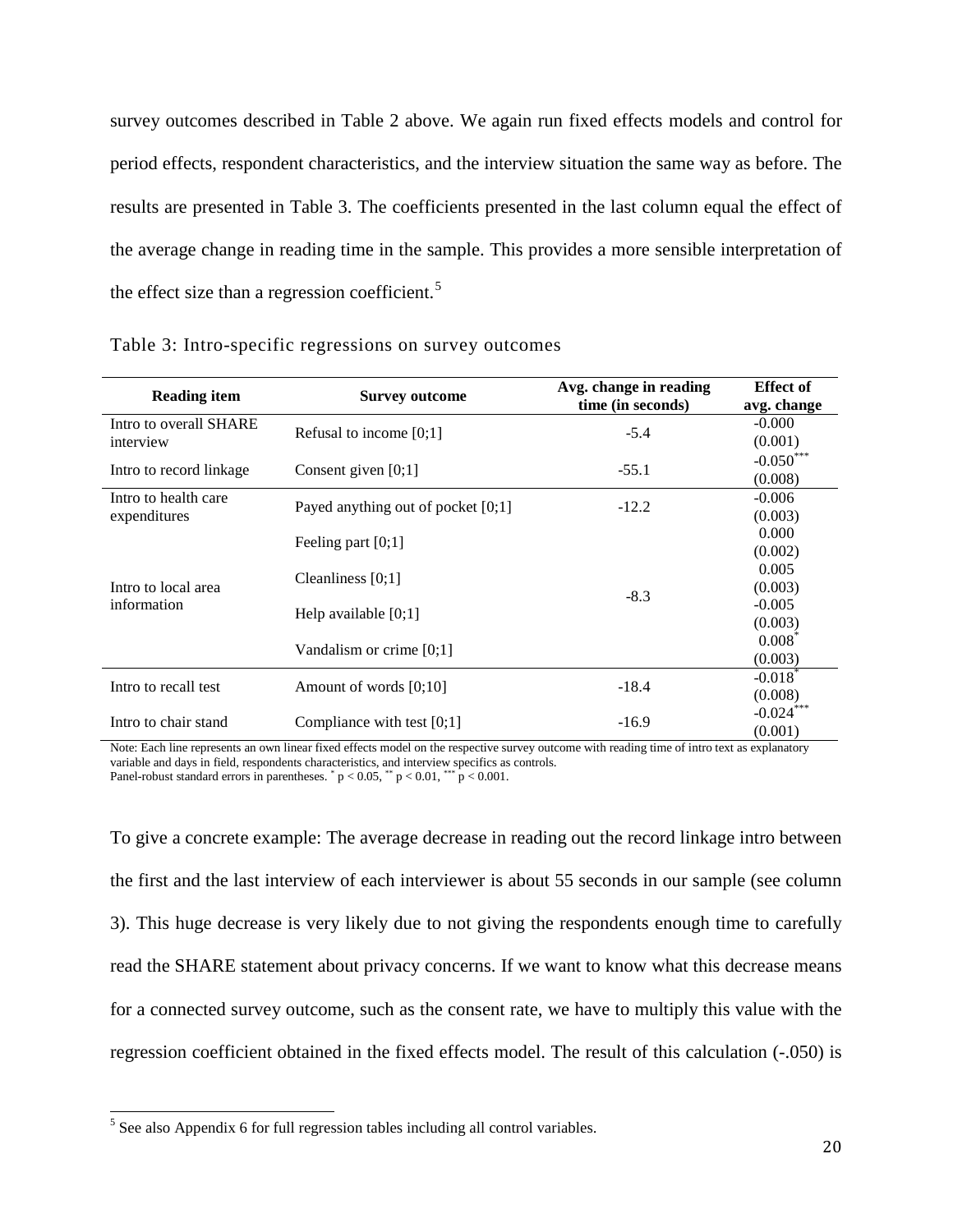survey outcomes described in Table 2 above. We again run fixed effects models and control for period effects, respondent characteristics, and the interview situation the same way as before. The results are presented in Table 3. The coefficients presented in the last column equal the effect of the average change in reading time in the sample. This provides a more sensible interpretation of the effect size than a regression coefficient.[5]

Table 3: Intro-specific regressions on survey outcomes

| Reading item | Survey outcome | Avg. change in reading time (in seconds) | Effect of avg. change |
|---|---|---|---|
| Intro to overall SHARE interview | Refusal to income [0;1] | -5.4 | -0.000 (0.001) |
| Intro to record linkage | Consent given [0;1] | -55.1 | $-0.050^{***}$ (0.008) |
| Intro to health care expenditures | Payed anything out of pocket [0;1] | -12.2 | -0.006 (0.003) |
| Intro to local area information | Feeling part [0;1] | -8.3 | 0.000 (0.002) |
| | Cleanliness [0;1] | | 0.005 (0.003) |
| | Help available [0;1] | | -0.005 (0.003) |
| | Vandalism or crime [0;1] | | $0.008^{*}$ (0.003) |
| Intro to recall test | Amount of words [0;10] | -18.4 | $-0.018^{*}$ (0.008) |
| Intro to chair stand | Compliance with test [0;1] | -16.9 | $-0.024^{***}$ (0.001) |

Note: Each line represents an own linear fixed effects model on the respective survey outcome with reading time of intro text as explanatory variable and days in field, respondents characteristics, and interview specifics as controls.
Panel-robust standard errors in parentheses. $^{*}$ $p < 0.05$, $^{**}$ $p < 0.01$, $^{***}$ $p < 0.001$.

To give a concrete example: The average decrease in reading out the record linkage intro between the first and the last interview of each interviewer is about 55 seconds in our sample (see column 3). This huge decrease is very likely due to not giving the respondents enough time to carefully read the SHARE statement about privacy concerns. If we want to know what this decrease means for a connected survey outcome, such as the consent rate, we have to multiply this value with the regression coefficient obtained in the fixed effects model. The result of this calculation (-.050) is

[5] See also Appendix 6 for full regression tables including all control variables.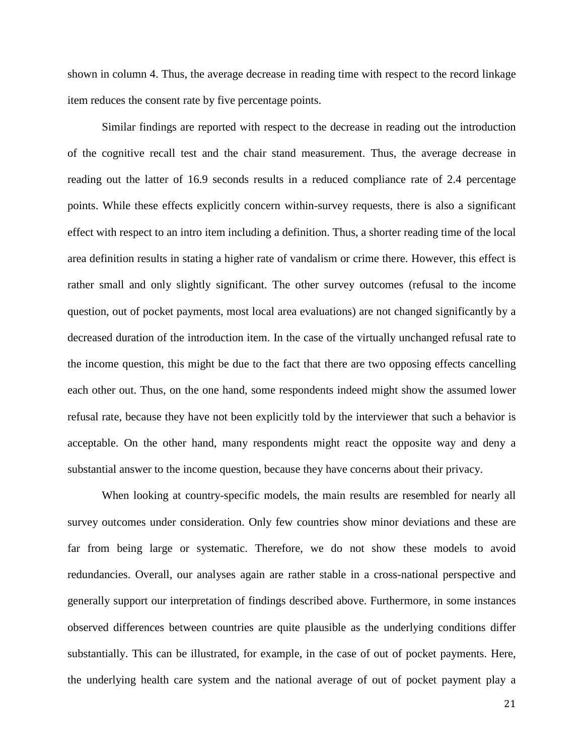shown in column 4. Thus, the average decrease in reading time with respect to the record linkage item reduces the consent rate by five percentage points.

Similar findings are reported with respect to the decrease in reading out the introduction of the cognitive recall test and the chair stand measurement. Thus, the average decrease in reading out the latter of 16.9 seconds results in a reduced compliance rate of 2.4 percentage points. While these effects explicitly concern within-survey requests, there is also a significant effect with respect to an intro item including a definition. Thus, a shorter reading time of the local area definition results in stating a higher rate of vandalism or crime there. However, this effect is rather small and only slightly significant. The other survey outcomes (refusal to the income question, out of pocket payments, most local area evaluations) are not changed significantly by a decreased duration of the introduction item. In the case of the virtually unchanged refusal rate to the income question, this might be due to the fact that there are two opposing effects cancelling each other out. Thus, on the one hand, some respondents indeed might show the assumed lower refusal rate, because they have not been explicitly told by the interviewer that such a behavior is acceptable. On the other hand, many respondents might react the opposite way and deny a substantial answer to the income question, because they have concerns about their privacy.

When looking at country-specific models, the main results are resembled for nearly all survey outcomes under consideration. Only few countries show minor deviations and these are far from being large or systematic. Therefore, we do not show these models to avoid redundancies. Overall, our analyses again are rather stable in a cross-national perspective and generally support our interpretation of findings described above. Furthermore, in some instances observed differences between countries are quite plausible as the underlying conditions differ substantially. This can be illustrated, for example, in the case of out of pocket payments. Here, the underlying health care system and the national average of out of pocket payment play a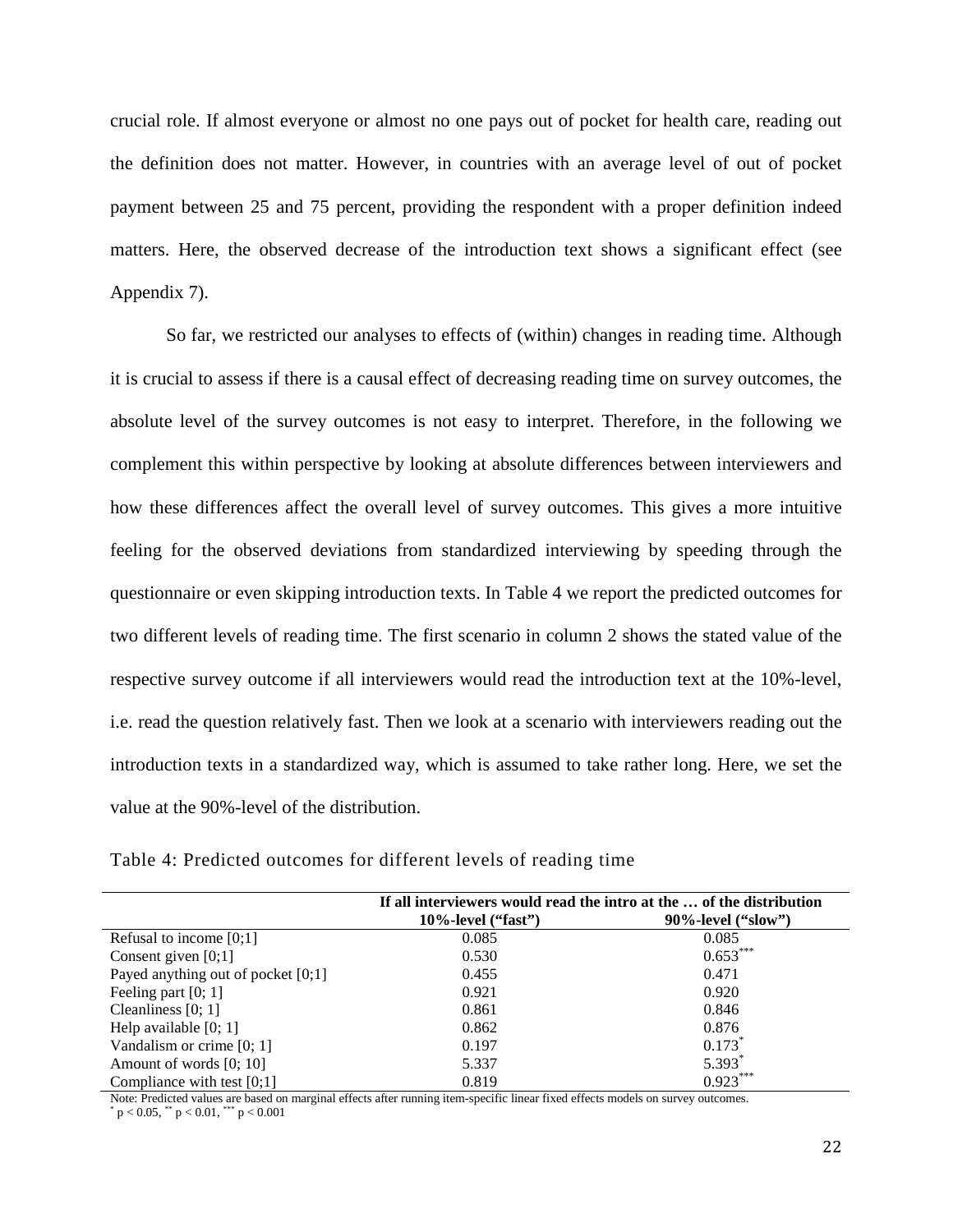crucial role. If almost everyone or almost no one pays out of pocket for health care, reading out the definition does not matter. However, in countries with an average level of out of pocket payment between 25 and 75 percent, providing the respondent with a proper definition indeed matters. Here, the observed decrease of the introduction text shows a significant effect (see Appendix 7).

So far, we restricted our analyses to effects of (within) changes in reading time. Although it is crucial to assess if there is a causal effect of decreasing reading time on survey outcomes, the absolute level of the survey outcomes is not easy to interpret. Therefore, in the following we complement this within perspective by looking at absolute differences between interviewers and how these differences affect the overall level of survey outcomes. This gives a more intuitive feeling for the observed deviations from standardized interviewing by speeding through the questionnaire or even skipping introduction texts. In Table 4 we report the predicted outcomes for two different levels of reading time. The first scenario in column 2 shows the stated value of the respective survey outcome if all interviewers would read the introduction text at the 10%-level, i.e. read the question relatively fast. Then we look at a scenario with interviewers reading out the introduction texts in a standardized way, which is assumed to take rather long. Here, we set the value at the 90%-level of the distribution.

Table 4: Predicted outcomes for different levels of reading time

| | If all interviewers would read the intro at the … of the distribution | |
|---|---|---|
| | **10%-level ("fast")** | **90%-level ("slow")** |
| Refusal to income [0;1] | 0.085 | 0.085 |
| Consent given [0;1] | 0.530 | $0.653^{***}$ |
| Payed anything out of pocket [0;1] | 0.455 | 0.471 |
| Feeling part [0; 1] | 0.921 | 0.920 |
| Cleanliness [0; 1] | 0.861 | 0.846 |
| Help available [0; 1] | 0.862 | 0.876 |
| Vandalism or crime [0; 1] | 0.197 | $0.173^{*}$ |
| Amount of words [0; 10] | 5.337 | $5.393^{*}$ |
| Compliance with test [0;1] | 0.819 | $0.923^{***}$ |

Note: Predicted values are based on marginal effects after running item-specific linear fixed effects models on survey outcomes.
$^{*}$ $p < 0.05$, $^{**}$ $p < 0.01$, $^{***}$ $p < 0.001$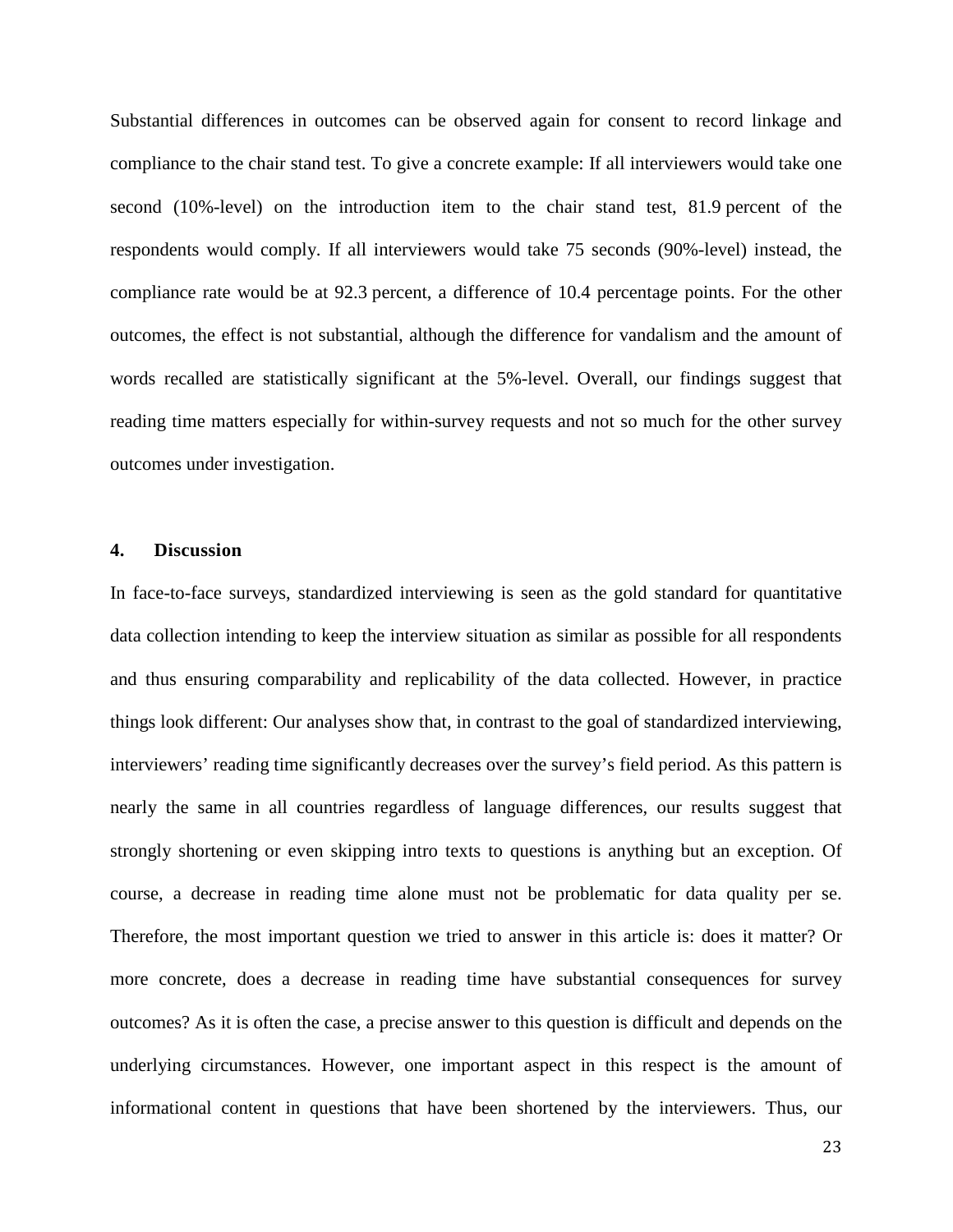Substantial differences in outcomes can be observed again for consent to record linkage and compliance to the chair stand test. To give a concrete example: If all interviewers would take one second (10%-level) on the introduction item to the chair stand test, 81.9 percent of the respondents would comply. If all interviewers would take 75 seconds (90%-level) instead, the compliance rate would be at 92.3 percent, a difference of 10.4 percentage points. For the other outcomes, the effect is not substantial, although the difference for vandalism and the amount of words recalled are statistically significant at the 5%-level. Overall, our findings suggest that reading time matters especially for within-survey requests and not so much for the other survey outcomes under investigation.

## 4. Discussion

In face-to-face surveys, standardized interviewing is seen as the gold standard for quantitative data collection intending to keep the interview situation as similar as possible for all respondents and thus ensuring comparability and replicability of the data collected. However, in practice things look different: Our analyses show that, in contrast to the goal of standardized interviewing, interviewers' reading time significantly decreases over the survey's field period. As this pattern is nearly the same in all countries regardless of language differences, our results suggest that strongly shortening or even skipping intro texts to questions is anything but an exception. Of course, a decrease in reading time alone must not be problematic for data quality per se. Therefore, the most important question we tried to answer in this article is: does it matter? Or more concrete, does a decrease in reading time have substantial consequences for survey outcomes? As it is often the case, a precise answer to this question is difficult and depends on the underlying circumstances. However, one important aspect in this respect is the amount of informational content in questions that have been shortened by the interviewers. Thus, our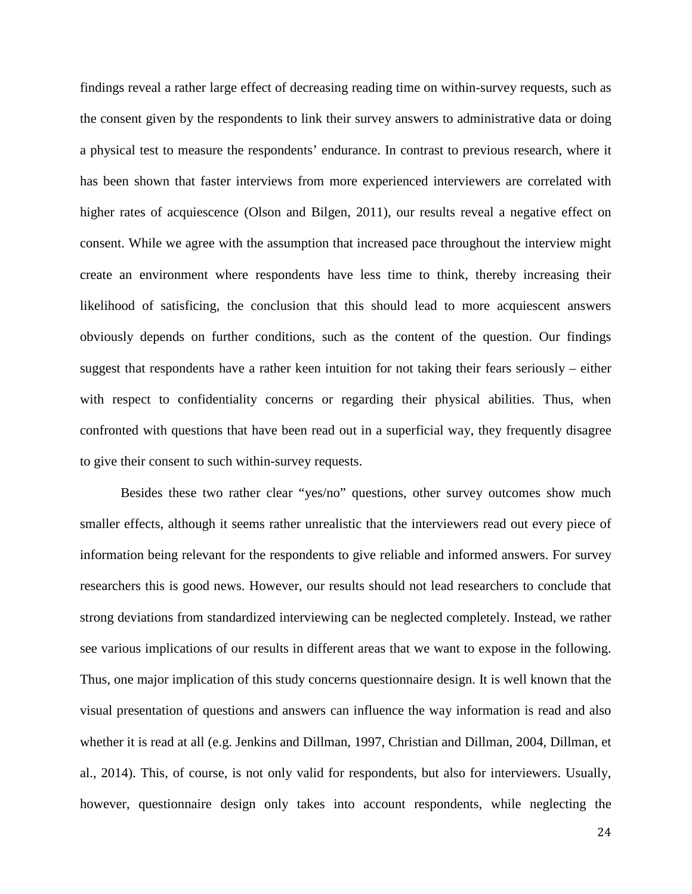findings reveal a rather large effect of decreasing reading time on within-survey requests, such as the consent given by the respondents to link their survey answers to administrative data or doing a physical test to measure the respondents' endurance. In contrast to previous research, where it has been shown that faster interviews from more experienced interviewers are correlated with higher rates of acquiescence (Olson and Bilgen, 2011), our results reveal a negative effect on consent. While we agree with the assumption that increased pace throughout the interview might create an environment where respondents have less time to think, thereby increasing their likelihood of satisficing, the conclusion that this should lead to more acquiescent answers obviously depends on further conditions, such as the content of the question. Our findings suggest that respondents have a rather keen intuition for not taking their fears seriously – either with respect to confidentiality concerns or regarding their physical abilities. Thus, when confronted with questions that have been read out in a superficial way, they frequently disagree to give their consent to such within-survey requests.

Besides these two rather clear "yes/no" questions, other survey outcomes show much smaller effects, although it seems rather unrealistic that the interviewers read out every piece of information being relevant for the respondents to give reliable and informed answers. For survey researchers this is good news. However, our results should not lead researchers to conclude that strong deviations from standardized interviewing can be neglected completely. Instead, we rather see various implications of our results in different areas that we want to expose in the following. Thus, one major implication of this study concerns questionnaire design. It is well known that the visual presentation of questions and answers can influence the way information is read and also whether it is read at all (e.g. Jenkins and Dillman, 1997, Christian and Dillman, 2004, Dillman, et al., 2014). This, of course, is not only valid for respondents, but also for interviewers. Usually, however, questionnaire design only takes into account respondents, while neglecting the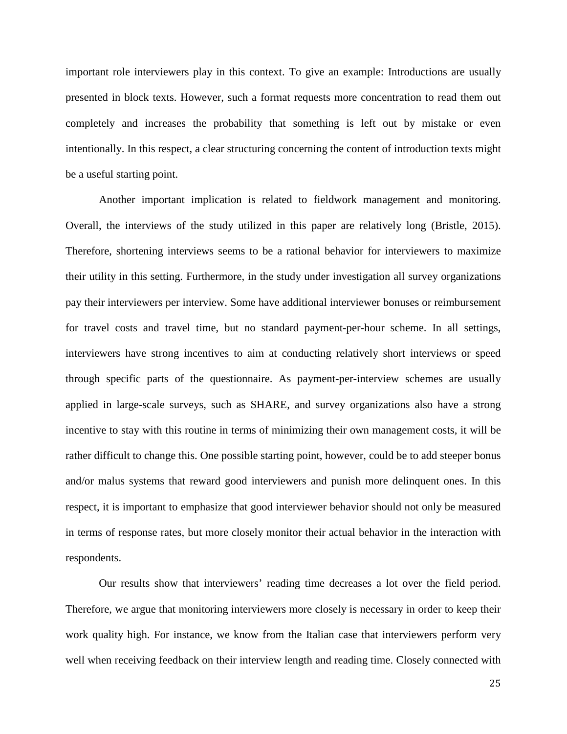important role interviewers play in this context. To give an example: Introductions are usually presented in block texts. However, such a format requests more concentration to read them out completely and increases the probability that something is left out by mistake or even intentionally. In this respect, a clear structuring concerning the content of introduction texts might be a useful starting point.

Another important implication is related to fieldwork management and monitoring. Overall, the interviews of the study utilized in this paper are relatively long (Bristle, 2015). Therefore, shortening interviews seems to be a rational behavior for interviewers to maximize their utility in this setting. Furthermore, in the study under investigation all survey organizations pay their interviewers per interview. Some have additional interviewer bonuses or reimbursement for travel costs and travel time, but no standard payment-per-hour scheme. In all settings, interviewers have strong incentives to aim at conducting relatively short interviews or speed through specific parts of the questionnaire. As payment-per-interview schemes are usually applied in large-scale surveys, such as SHARE, and survey organizations also have a strong incentive to stay with this routine in terms of minimizing their own management costs, it will be rather difficult to change this. One possible starting point, however, could be to add steeper bonus and/or malus systems that reward good interviewers and punish more delinquent ones. In this respect, it is important to emphasize that good interviewer behavior should not only be measured in terms of response rates, but more closely monitor their actual behavior in the interaction with respondents.

Our results show that interviewers' reading time decreases a lot over the field period. Therefore, we argue that monitoring interviewers more closely is necessary in order to keep their work quality high. For instance, we know from the Italian case that interviewers perform very well when receiving feedback on their interview length and reading time. Closely connected with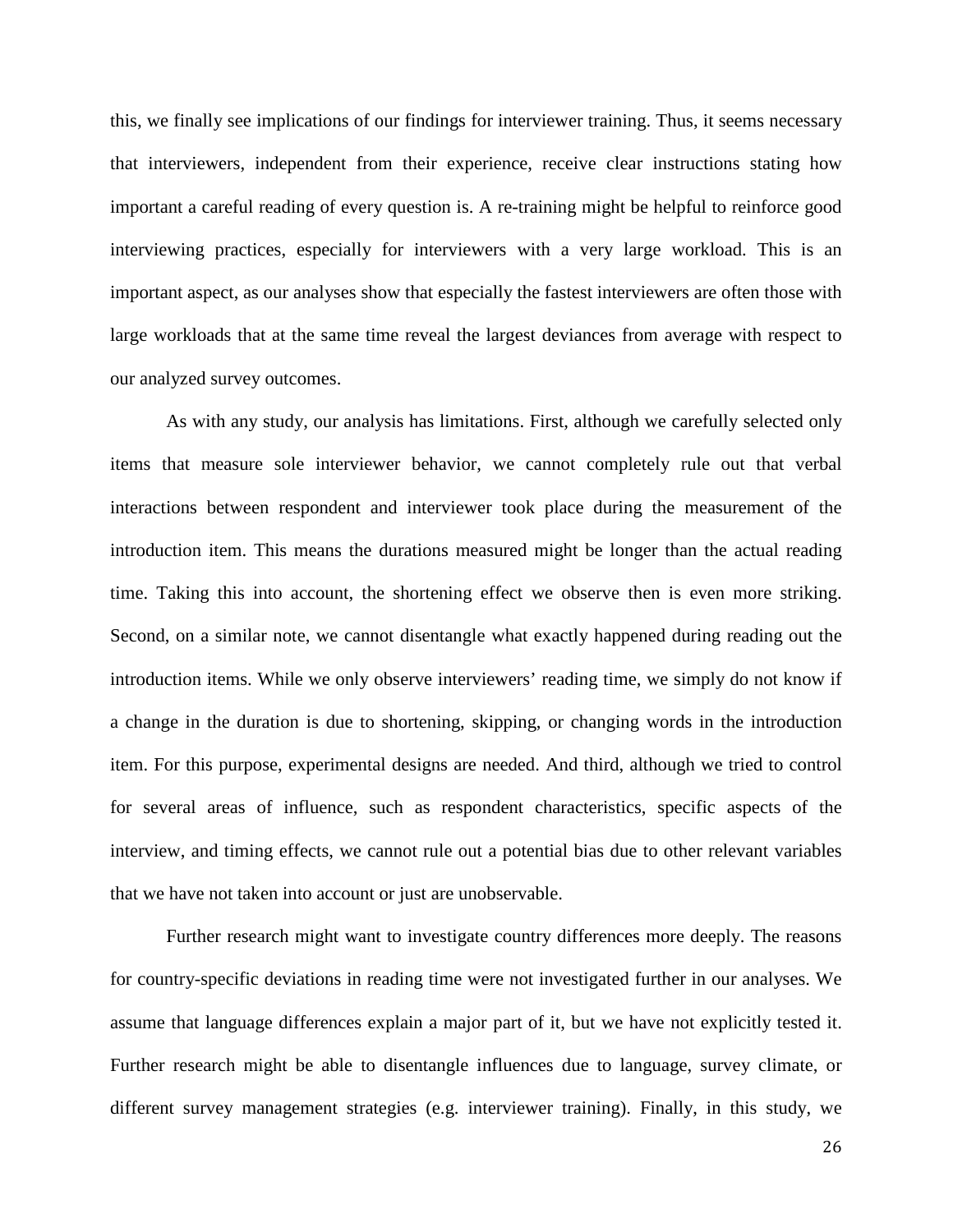this, we finally see implications of our findings for interviewer training. Thus, it seems necessary that interviewers, independent from their experience, receive clear instructions stating how important a careful reading of every question is. A re-training might be helpful to reinforce good interviewing practices, especially for interviewers with a very large workload. This is an important aspect, as our analyses show that especially the fastest interviewers are often those with large workloads that at the same time reveal the largest deviances from average with respect to our analyzed survey outcomes.

As with any study, our analysis has limitations. First, although we carefully selected only items that measure sole interviewer behavior, we cannot completely rule out that verbal interactions between respondent and interviewer took place during the measurement of the introduction item. This means the durations measured might be longer than the actual reading time. Taking this into account, the shortening effect we observe then is even more striking. Second, on a similar note, we cannot disentangle what exactly happened during reading out the introduction items. While we only observe interviewers' reading time, we simply do not know if a change in the duration is due to shortening, skipping, or changing words in the introduction item. For this purpose, experimental designs are needed. And third, although we tried to control for several areas of influence, such as respondent characteristics, specific aspects of the interview, and timing effects, we cannot rule out a potential bias due to other relevant variables that we have not taken into account or just are unobservable.

Further research might want to investigate country differences more deeply. The reasons for country-specific deviations in reading time were not investigated further in our analyses. We assume that language differences explain a major part of it, but we have not explicitly tested it. Further research might be able to disentangle influences due to language, survey climate, or different survey management strategies (e.g. interviewer training). Finally, in this study, we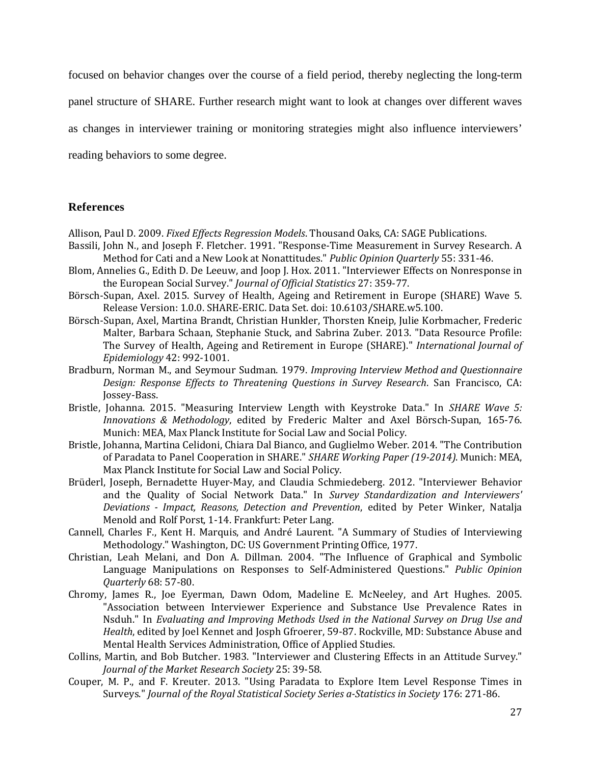focused on behavior changes over the course of a field period, thereby neglecting the long-term panel structure of SHARE. Further research might want to look at changes over different waves as changes in interviewer training or monitoring strategies might also influence interviewers' reading behaviors to some degree.

## References

Allison, Paul D. 2009. *Fixed Effects Regression Models*. Thousand Oaks, CA: SAGE Publications.

Bassili, John N., and Joseph F. Fletcher. 1991. "Response-Time Measurement in Survey Research. A Method for Cati and a New Look at Nonattitudes." *Public Opinion Quarterly* 55: 331-46.

Blom, Annelies G., Edith D. De Leeuw, and Joop J. Hox. 2011. "Interviewer Effects on Nonresponse in the European Social Survey." *Journal of Official Statistics* 27: 359-77.

Börsch-Supan, Axel. 2015. Survey of Health, Ageing and Retirement in Europe (SHARE) Wave 5. Release Version: 1.0.0. SHARE-ERIC. Data Set. doi: 10.6103/SHARE.w5.100.

Börsch-Supan, Axel, Martina Brandt, Christian Hunkler, Thorsten Kneip, Julie Korbmacher, Frederic Malter, Barbara Schaan, Stephanie Stuck, and Sabrina Zuber. 2013. "Data Resource Profile: The Survey of Health, Ageing and Retirement in Europe (SHARE)." *International Journal of Epidemiology* 42: 992-1001.

Bradburn, Norman M., and Seymour Sudman. 1979. *Improving Interview Method and Questionnaire Design: Response Effects to Threatening Questions in Survey Research*. San Francisco, CA: Jossey-Bass.

Bristle, Johanna. 2015. "Measuring Interview Length with Keystroke Data." In *SHARE Wave 5: Innovations & Methodology*, edited by Frederic Malter and Axel Börsch-Supan, 165-76. Munich: MEA, Max Planck Institute for Social Law and Social Policy.

Bristle, Johanna, Martina Celidoni, Chiara Dal Bianco, and Guglielmo Weber. 2014. "The Contribution of Paradata to Panel Cooperation in SHARE." *SHARE Working Paper (19-2014)*. Munich: MEA, Max Planck Institute for Social Law and Social Policy.

Brüderl, Joseph, Bernadette Huyer-May, and Claudia Schmiedeberg. 2012. "Interviewer Behavior and the Quality of Social Network Data." In *Survey Standardization and Interviewers' Deviations - Impact, Reasons, Detection and Prevention*, edited by Peter Winker, Natalja Menold and Rolf Porst, 1-14. Frankfurt: Peter Lang.

Cannell, Charles F., Kent H. Marquis, and André Laurent. "A Summary of Studies of Interviewing Methodology." Washington, DC: US Government Printing Office, 1977.

Christian, Leah Melani, and Don A. Dillman. 2004. "The Influence of Graphical and Symbolic Language Manipulations on Responses to Self-Administered Questions." *Public Opinion Quarterly* 68: 57-80.

Chromy, James R., Joe Eyerman, Dawn Odom, Madeline E. McNeeley, and Art Hughes. 2005. "Association between Interviewer Experience and Substance Use Prevalence Rates in Nsduh." In *Evaluating and Improving Methods Used in the National Survey on Drug Use and Health*, edited by Joel Kennet and Josph Gfroerer, 59-87. Rockville, MD: Substance Abuse and Mental Health Services Administration, Office of Applied Studies.

Collins, Martin, and Bob Butcher. 1983. "Interviewer and Clustering Effects in an Attitude Survey." *Journal of the Market Research Society* 25: 39-58.

Couper, M. P., and F. Kreuter. 2013. "Using Paradata to Explore Item Level Response Times in Surveys." *Journal of the Royal Statistical Society Series a-Statistics in Society* 176: 271-86.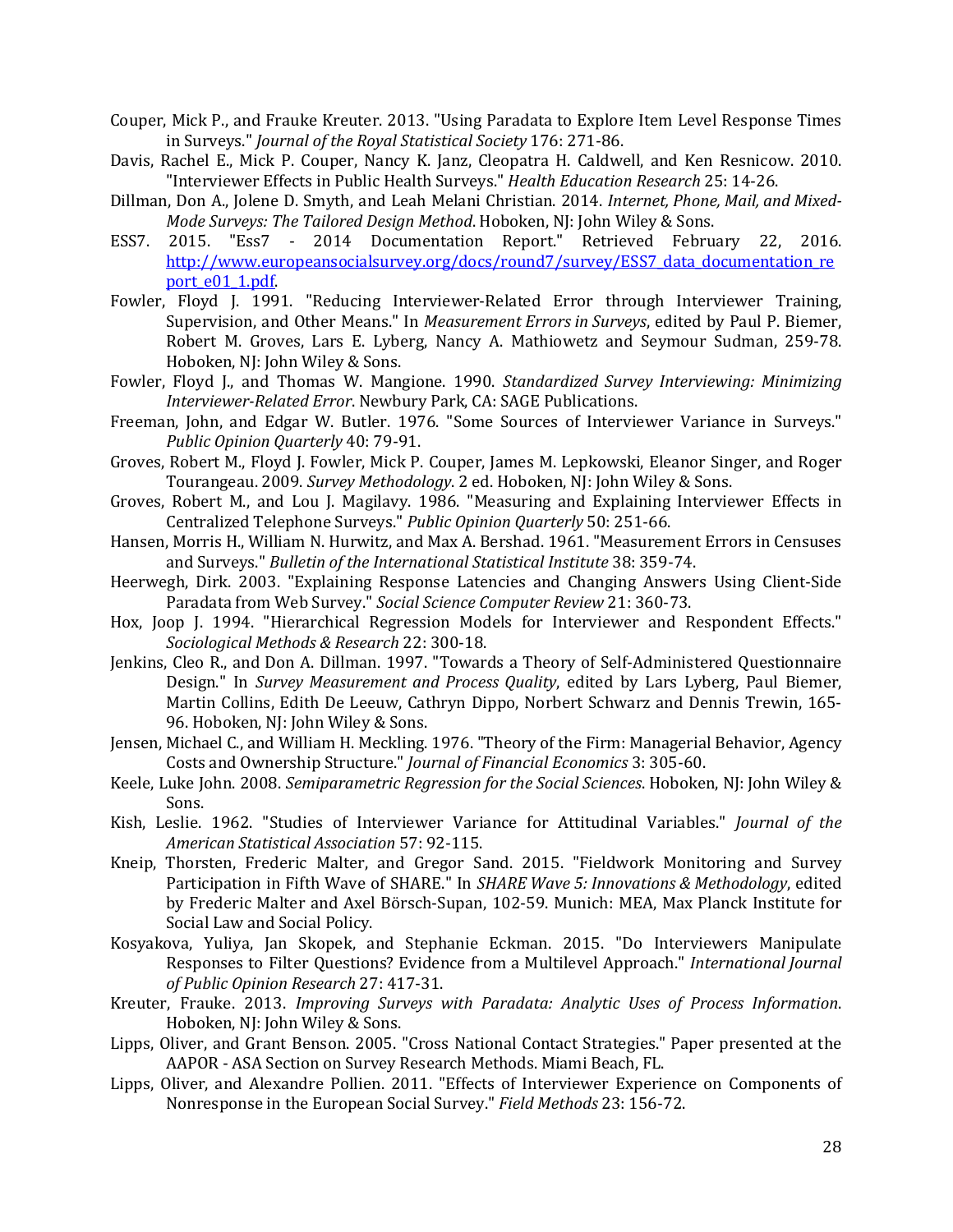Couper, Mick P., and Frauke Kreuter. 2013. "Using Paradata to Explore Item Level Response Times in Surveys." *Journal of the Royal Statistical Society* 176: 271-86.

Davis, Rachel E., Mick P. Couper, Nancy K. Janz, Cleopatra H. Caldwell, and Ken Resnicow. 2010. "Interviewer Effects in Public Health Surveys." *Health Education Research* 25: 14-26.

Dillman, Don A., Jolene D. Smyth, and Leah Melani Christian. 2014. *Internet, Phone, Mail, and Mixed-Mode Surveys: The Tailored Design Method*. Hoboken, NJ: John Wiley & Sons.

ESS7. 2015. "Ess7 - 2014 Documentation Report." Retrieved February 22, 2016. http://www.europeansocialsurvey.org/docs/round7/survey/ESS7_data_documentation_report_e01_1.pdf.

Fowler, Floyd J. 1991. "Reducing Interviewer-Related Error through Interviewer Training, Supervision, and Other Means." In *Measurement Errors in Surveys*, edited by Paul P. Biemer, Robert M. Groves, Lars E. Lyberg, Nancy A. Mathiowetz and Seymour Sudman, 259-78. Hoboken, NJ: John Wiley & Sons.

Fowler, Floyd J., and Thomas W. Mangione. 1990. *Standardized Survey Interviewing: Minimizing Interviewer-Related Error*. Newbury Park, CA: SAGE Publications.

Freeman, John, and Edgar W. Butler. 1976. "Some Sources of Interviewer Variance in Surveys." *Public Opinion Quarterly* 40: 79-91.

Groves, Robert M., Floyd J. Fowler, Mick P. Couper, James M. Lepkowski, Eleanor Singer, and Roger Tourangeau. 2009. *Survey Methodology*. 2 ed. Hoboken, NJ: John Wiley & Sons.

Groves, Robert M., and Lou J. Magilavy. 1986. "Measuring and Explaining Interviewer Effects in Centralized Telephone Surveys." *Public Opinion Quarterly* 50: 251-66.

Hansen, Morris H., William N. Hurwitz, and Max A. Bershad. 1961. "Measurement Errors in Censuses and Surveys." *Bulletin of the International Statistical Institute* 38: 359-74.

Heerwegh, Dirk. 2003. "Explaining Response Latencies and Changing Answers Using Client-Side Paradata from Web Survey." *Social Science Computer Review* 21: 360-73.

Hox, Joop J. 1994. "Hierarchical Regression Models for Interviewer and Respondent Effects." *Sociological Methods & Research* 22: 300-18.

Jenkins, Cleo R., and Don A. Dillman. 1997. "Towards a Theory of Self-Administered Questionnaire Design." In *Survey Measurement and Process Quality*, edited by Lars Lyberg, Paul Biemer, Martin Collins, Edith De Leeuw, Cathryn Dippo, Norbert Schwarz and Dennis Trewin, 165-96. Hoboken, NJ: John Wiley & Sons.

Jensen, Michael C., and William H. Meckling. 1976. "Theory of the Firm: Managerial Behavior, Agency Costs and Ownership Structure." *Journal of Financial Economics* 3: 305-60.

Keele, Luke John. 2008. *Semiparametric Regression for the Social Sciences*. Hoboken, NJ: John Wiley & Sons.

Kish, Leslie. 1962. "Studies of Interviewer Variance for Attitudinal Variables." *Journal of the American Statistical Association* 57: 92-115.

Kneip, Thorsten, Frederic Malter, and Gregor Sand. 2015. "Fieldwork Monitoring and Survey Participation in Fifth Wave of SHARE." In *SHARE Wave 5: Innovations & Methodology*, edited by Frederic Malter and Axel Börsch-Supan, 102-59. Munich: MEA, Max Planck Institute for Social Law and Social Policy.

Kosyakova, Yuliya, Jan Skopek, and Stephanie Eckman. 2015. "Do Interviewers Manipulate Responses to Filter Questions? Evidence from a Multilevel Approach." *International Journal of Public Opinion Research* 27: 417-31.

Kreuter, Frauke. 2013. *Improving Surveys with Paradata: Analytic Uses of Process Information*. Hoboken, NJ: John Wiley & Sons.

Lipps, Oliver, and Grant Benson. 2005. "Cross National Contact Strategies." Paper presented at the AAPOR - ASA Section on Survey Research Methods. Miami Beach, FL.

Lipps, Oliver, and Alexandre Pollien. 2011. "Effects of Interviewer Experience on Components of Nonresponse in the European Social Survey." *Field Methods* 23: 156-72.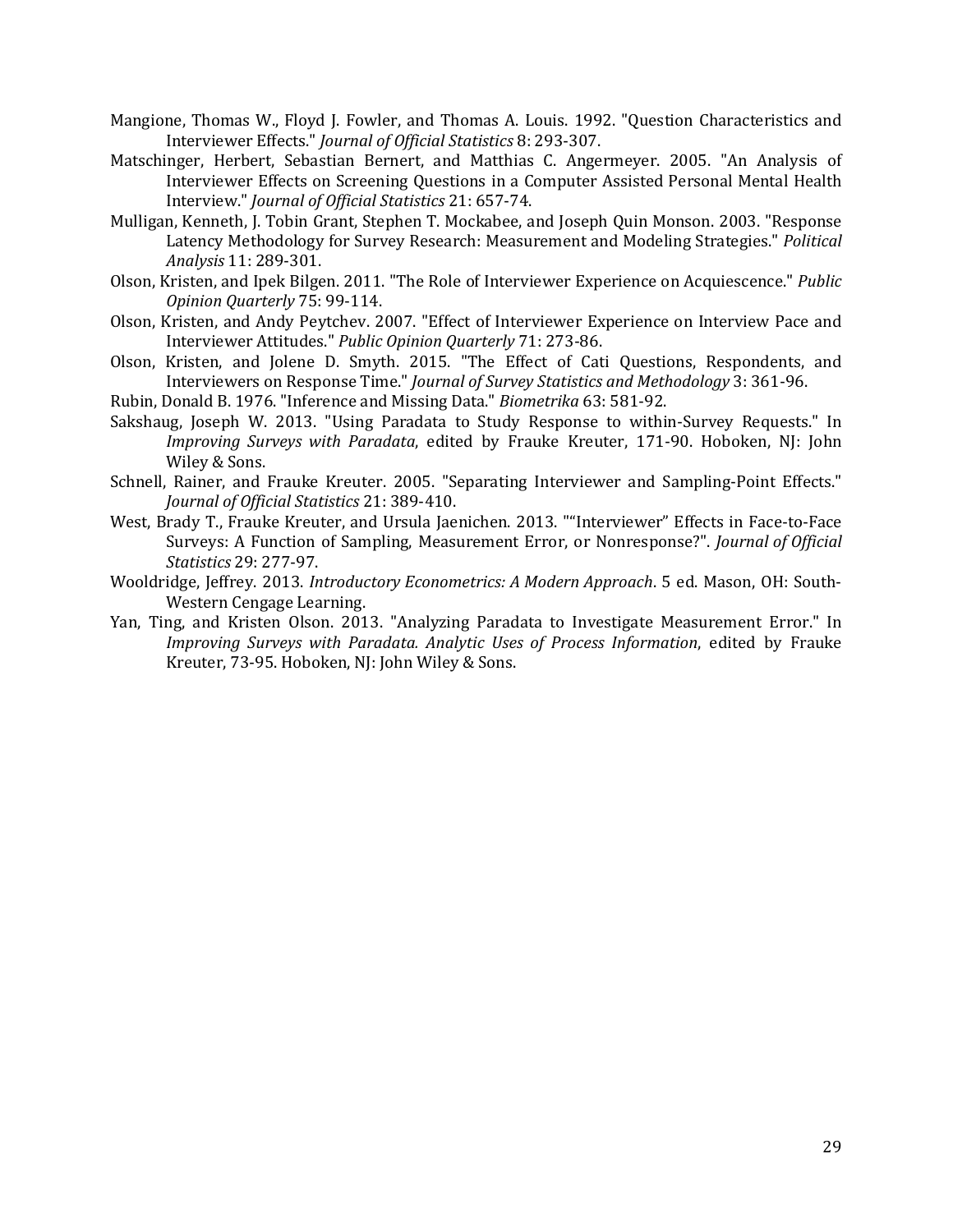Mangione, Thomas W., Floyd J. Fowler, and Thomas A. Louis. 1992. "Question Characteristics and Interviewer Effects." *Journal of Official Statistics* 8: 293-307.

Matschinger, Herbert, Sebastian Bernert, and Matthias C. Angermeyer. 2005. "An Analysis of Interviewer Effects on Screening Questions in a Computer Assisted Personal Mental Health Interview." *Journal of Official Statistics* 21: 657-74.

Mulligan, Kenneth, J. Tobin Grant, Stephen T. Mockabee, and Joseph Quin Monson. 2003. "Response Latency Methodology for Survey Research: Measurement and Modeling Strategies." *Political Analysis* 11: 289-301.

Olson, Kristen, and Ipek Bilgen. 2011. "The Role of Interviewer Experience on Acquiescence." *Public Opinion Quarterly* 75: 99-114.

Olson, Kristen, and Andy Peytchev. 2007. "Effect of Interviewer Experience on Interview Pace and Interviewer Attitudes." *Public Opinion Quarterly* 71: 273-86.

Olson, Kristen, and Jolene D. Smyth. 2015. "The Effect of Cati Questions, Respondents, and Interviewers on Response Time." *Journal of Survey Statistics and Methodology* 3: 361-96.

Rubin, Donald B. 1976. "Inference and Missing Data." *Biometrika* 63: 581-92.

Sakshaug, Joseph W. 2013. "Using Paradata to Study Response to within-Survey Requests." In *Improving Surveys with Paradata*, edited by Frauke Kreuter, 171-90. Hoboken, NJ: John Wiley & Sons.

Schnell, Rainer, and Frauke Kreuter. 2005. "Separating Interviewer and Sampling-Point Effects." *Journal of Official Statistics* 21: 389-410.

West, Brady T., Frauke Kreuter, and Ursula Jaenichen. 2013. ""Interviewer" Effects in Face-to-Face Surveys: A Function of Sampling, Measurement Error, or Nonresponse?". *Journal of Official Statistics* 29: 277-97.

Wooldridge, Jeffrey. 2013. *Introductory Econometrics: A Modern Approach*. 5 ed. Mason, OH: South-Western Cengage Learning.

Yan, Ting, and Kristen Olson. 2013. "Analyzing Paradata to Investigate Measurement Error." In *Improving Surveys with Paradata. Analytic Uses of Process Information*, edited by Frauke Kreuter, 73-95. Hoboken, NJ: John Wiley & Sons.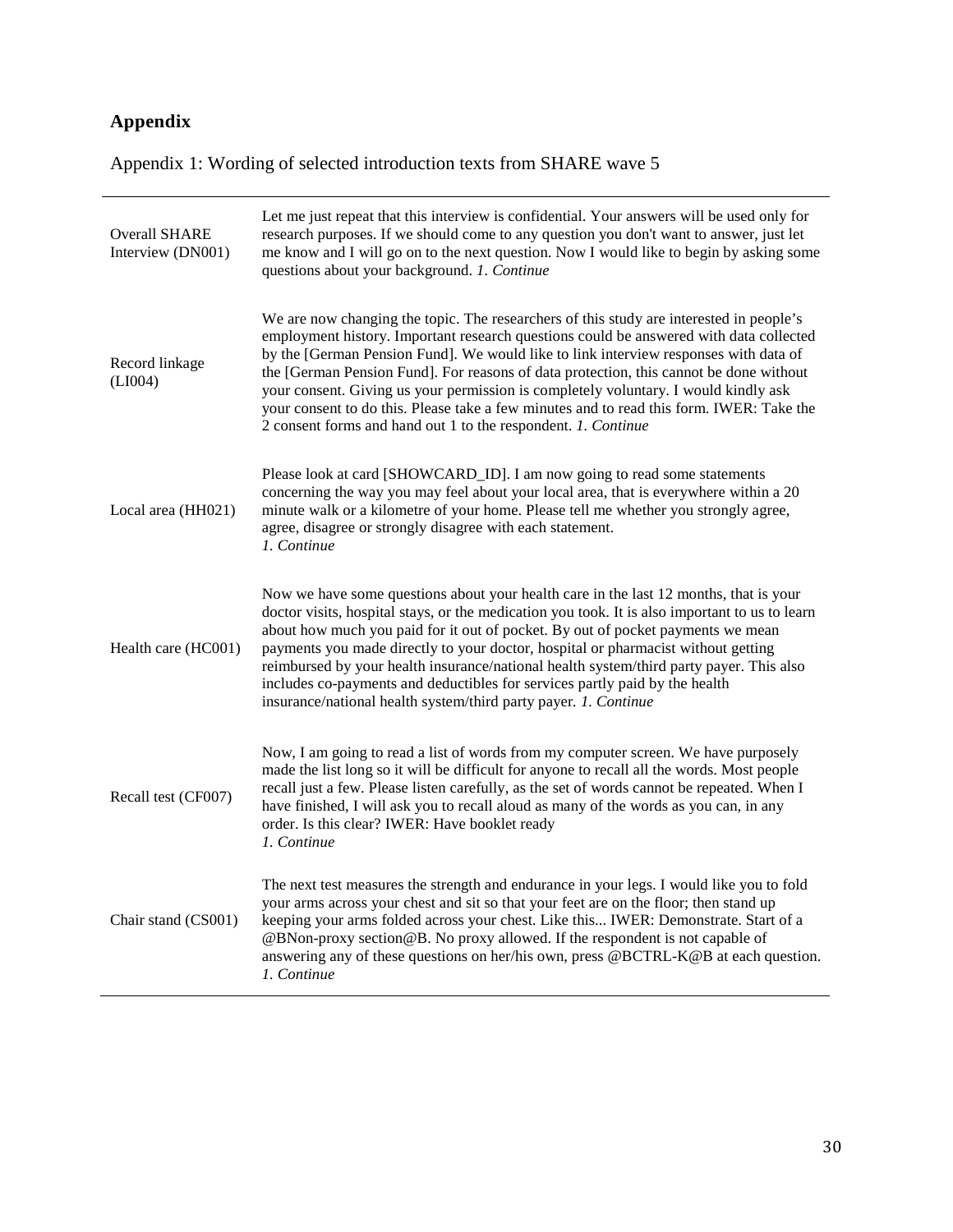## Appendix

Appendix 1: Wording of selected introduction texts from SHARE wave 5

| | |
|---|---|
| Overall SHARE Interview (DN001) | Let me just repeat that this interview is confidential. Your answers will be used only for research purposes. If we should come to any question you don't want to answer, just let me know and I will go on to the next question. Now I would like to begin by asking some questions about your background. *1. Continue* |
| Record linkage (LI004) | We are now changing the topic. The researchers of this study are interested in people's employment history. Important research questions could be answered with data collected by the [German Pension Fund]. We would like to link interview responses with data of the [German Pension Fund]. For reasons of data protection, this cannot be done without your consent. Giving us your permission is completely voluntary. I would kindly ask your consent to do this. Please take a few minutes and to read this form. IWER: Take the 2 consent forms and hand out 1 to the respondent. *1. Continue* |
| Local area (HH021) | Please look at card [SHOWCARD_ID]. I am now going to read some statements concerning the way you may feel about your local area, that is everywhere within a 20 minute walk or a kilometre of your home. Please tell me whether you strongly agree, agree, disagree or strongly disagree with each statement. *1. Continue* |
| Health care (HC001) | Now we have some questions about your health care in the last 12 months, that is your doctor visits, hospital stays, or the medication you took. It is also important to us to learn about how much you paid for it out of pocket. By out of pocket payments we mean payments you made directly to your doctor, hospital or pharmacist without getting reimbursed by your health insurance/national health system/third party payer. This also includes co-payments and deductibles for services partly paid by the health insurance/national health system/third party payer. *1. Continue* |
| Recall test (CF007) | Now, I am going to read a list of words from my computer screen. We have purposely made the list long so it will be difficult for anyone to recall all the words. Most people recall just a few. Please listen carefully, as the set of words cannot be repeated. When I have finished, I will ask you to recall aloud as many of the words as you can, in any order. Is this clear? IWER: Have booklet ready *1. Continue* |
| Chair stand (CS001) | The next test measures the strength and endurance in your legs. I would like you to fold your arms across your chest and sit so that your feet are on the floor; then stand up keeping your arms folded across your chest. Like this... IWER: Demonstrate. Start of a @BNon-proxy section@B. No proxy allowed. If the respondent is not capable of answering any of these questions on her/his own, press @BCTRL-K@B at each question. *1. Continue* |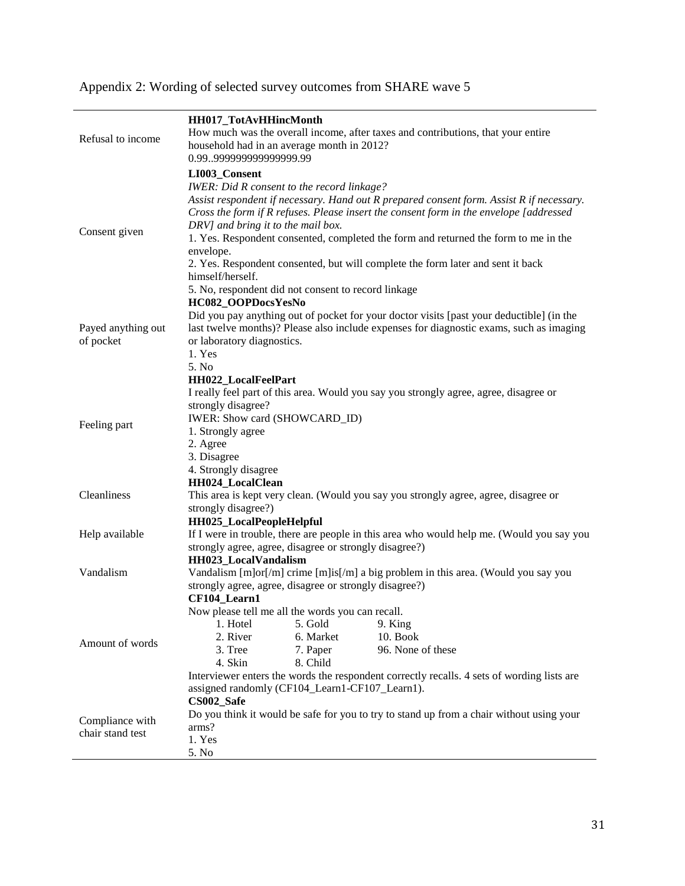Appendix 2: Wording of selected survey outcomes from SHARE wave 5

| | |
|---|---|
| Refusal to income | **HH017_TotAvHHincMonth**<br>How much was the overall income, after taxes and contributions, that your entire household had in an average month in 2012?<br>0.99..9999999999999999.99 |
| Consent given | **LI003_Consent**<br>*IWER: Did R consent to the record linkage?*<br>*Assist respondent if necessary. Hand out R prepared consent form. Assist R if necessary. Cross the form if R refuses. Please insert the consent form in the envelope [addressed DRV] and bring it to the mail box.*<br>1. Yes. Respondent consented, completed the form and returned the form to me in the envelope.<br>2. Yes. Respondent consented, but will complete the form later and sent it back himself/herself.<br>5. No, respondent did not consent to record linkage |
| Payed anything out of pocket | **HC082_OOPDocsYesNo**<br>Did you pay anything out of pocket for your doctor visits [past your deductible] (in the last twelve months)? Please also include expenses for diagnostic exams, such as imaging or laboratory diagnostics.<br>1. Yes<br>5. No |
| Feeling part | **HH022_LocalFeelPart**<br>I really feel part of this area. Would you say you strongly agree, agree, disagree or strongly disagree?<br>IWER: Show card (SHOWCARD_ID)<br>1. Strongly agree<br>2. Agree<br>3. Disagree<br>4. Strongly disagree |
| Cleanliness | **HH024_LocalClean**<br>This area is kept very clean. (Would you say you strongly agree, agree, disagree or strongly disagree?) |
| Help available | **HH025_LocalPeopleHelpful**<br>If I were in trouble, there are people in this area who would help me. (Would you say you strongly agree, agree, disagree or strongly disagree?) |
| Vandalism | **HH023_LocalVandalism**<br>Vandalism [m]or[/m] crime [m]is[/m] a big problem in this area. (Would you say you strongly agree, agree, disagree or strongly disagree?) |
| Amount of words | **CF104_Learn1**<br>Now please tell me all the words you can recall.<br>1. Hotel 5. Gold 9. King<br>2. River 6. Market 10. Book<br>3. Tree 7. Paper 96. None of these<br>4. Skin 8. Child<br>Interviewer enters the words the respondent correctly recalls. 4 sets of wording lists are assigned randomly (CF104_Learn1-CF107_Learn1). |
| Compliance with chair stand test | **CS002_Safe**<br>Do you think it would be safe for you to try to stand up from a chair without using your arms?<br>1. Yes<br>5. No |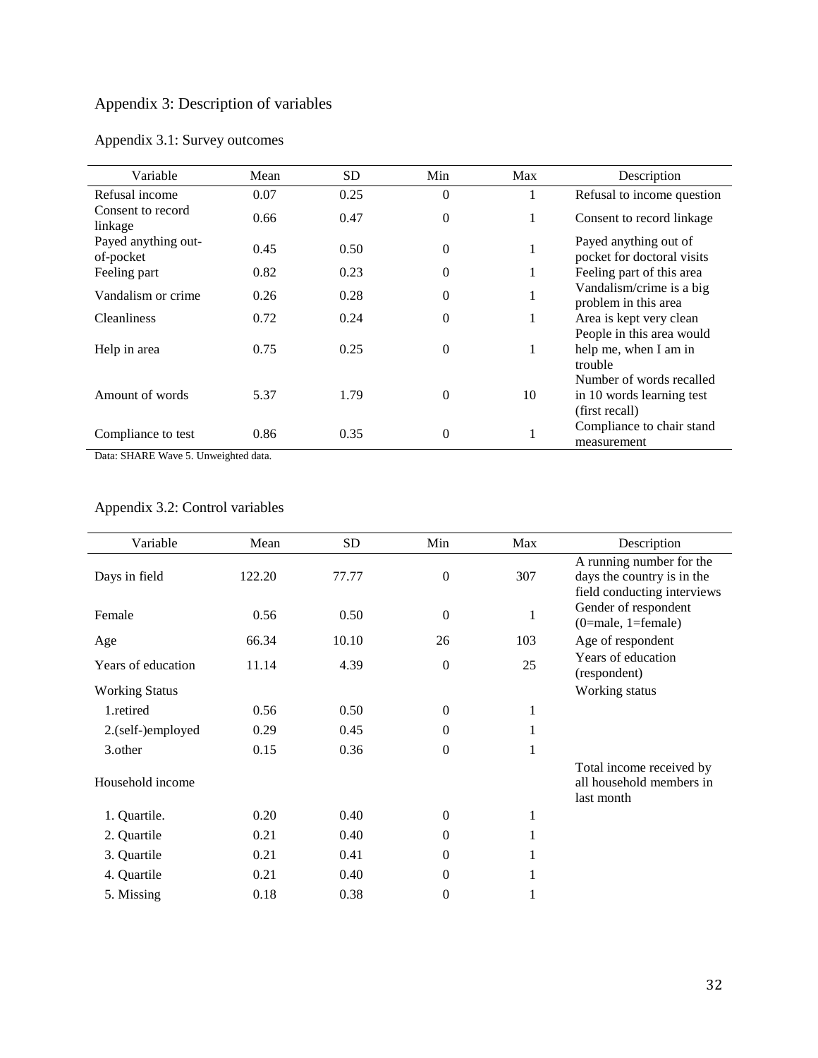# Appendix 3: Description of variables

## Appendix 3.1: Survey outcomes

| Variable | Mean | SD | Min | Max | Description |
|---|---|---|---|---|---|
| Refusal income | 0.07 | 0.25 | 0 | 1 | Refusal to income question |
| Consent to record linkage | 0.66 | 0.47 | 0 | 1 | Consent to record linkage |
| Payed anything out-of-pocket | 0.45 | 0.50 | 0 | 1 | Payed anything out of pocket for doctoral visits |
| Feeling part | 0.82 | 0.23 | 0 | 1 | Feeling part of this area |
| Vandalism or crime | 0.26 | 0.28 | 0 | 1 | Vandalism/crime is a big problem in this area |
| Cleanliness | 0.72 | 0.24 | 0 | 1 | Area is kept very clean |
| Help in area | 0.75 | 0.25 | 0 | 1 | People in this area would help me, when I am in trouble |
| Amount of words | 5.37 | 1.79 | 0 | 10 | Number of words recalled in 10 words learning test (first recall) |
| Compliance to test | 0.86 | 0.35 | 0 | 1 | Compliance to chair stand measurement |

Data: SHARE Wave 5. Unweighted data.

## Appendix 3.2: Control variables

| Variable | Mean | SD | Min | Max | Description |
|---|---|---|---|---|---|
| Days in field | 122.20 | 77.77 | 0 | 307 | A running number for the days the country is in the field conducting interviews |
| Female | 0.56 | 0.50 | 0 | 1 | Gender of respondent (0=male, 1=female) |
| Age | 66.34 | 10.10 | 26 | 103 | Age of respondent |
| Years of education | 11.14 | 4.39 | 0 | 25 | Years of education (respondent) |
| Working Status | | | | | Working status |
| 1.retired | 0.56 | 0.50 | 0 | 1 | |
| 2.(self-)employed | 0.29 | 0.45 | 0 | 1 | |
| 3.other | 0.15 | 0.36 | 0 | 1 | |
| Household income | | | | | Total income received by all household members in last month |
| 1. Quartile. | 0.20 | 0.40 | 0 | 1 | |
| 2. Quartile | 0.21 | 0.40 | 0 | 1 | |
| 3. Quartile | 0.21 | 0.41 | 0 | 1 | |
| 4. Quartile | 0.21 | 0.40 | 0 | 1 | |
| 5. Missing | 0.18 | 0.38 | 0 | 1 | |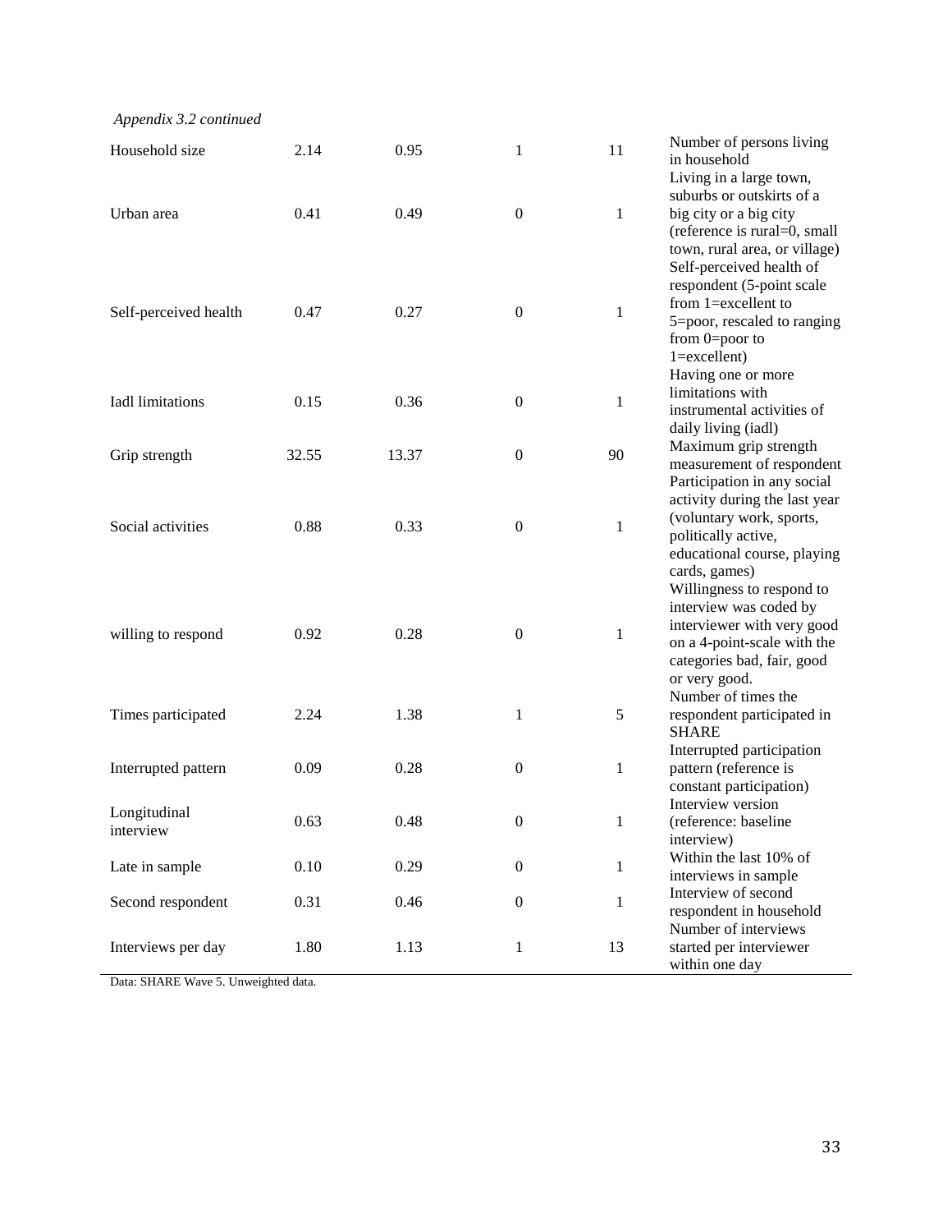*Appendix 3.2 continued*

| | | | | | |
|---|---|---|---|---|---|
| Household size | 2.14 | 0.95 | 1 | 11 | Number of persons living in household |
| Urban area | 0.41 | 0.49 | 0 | 1 | Living in a large town, suburbs or outskirts of a big city or a big city (reference is rural=0, small town, rural area, or village) |
| Self-perceived health | 0.47 | 0.27 | 0 | 1 | Self-perceived health of respondent (5-point scale from 1=excellent to 5=poor, rescaled to ranging from 0=poor to 1=excellent) |
| Iadl limitations | 0.15 | 0.36 | 0 | 1 | Having one or more limitations with instrumental activities of daily living (iadl) |
| Grip strength | 32.55 | 13.37 | 0 | 90 | Maximum grip strength measurement of respondent |
| Social activities | 0.88 | 0.33 | 0 | 1 | Participation in any social activity during the last year (voluntary work, sports, politically active, educational course, playing cards, games) |
| willing to respond | 0.92 | 0.28 | 0 | 1 | Willingness to respond to interview was coded by interviewer with very good on a 4-point-scale with the categories bad, fair, good or very good. |
| Times participated | 2.24 | 1.38 | 1 | 5 | Number of times the respondent participated in SHARE |
| Interrupted pattern | 0.09 | 0.28 | 0 | 1 | Interrupted participation pattern (reference is constant participation) |
| Longitudinal interview | 0.63 | 0.48 | 0 | 1 | Interview version (reference: baseline interview) |
| Late in sample | 0.10 | 0.29 | 0 | 1 | Within the last 10% of interviews in sample |
| Second respondent | 0.31 | 0.46 | 0 | 1 | Interview of second respondent in household |
| Interviews per day | 1.80 | 1.13 | 1 | 13 | Number of interviews started per interviewer within one day |

Data: SHARE Wave 5. Unweighted data.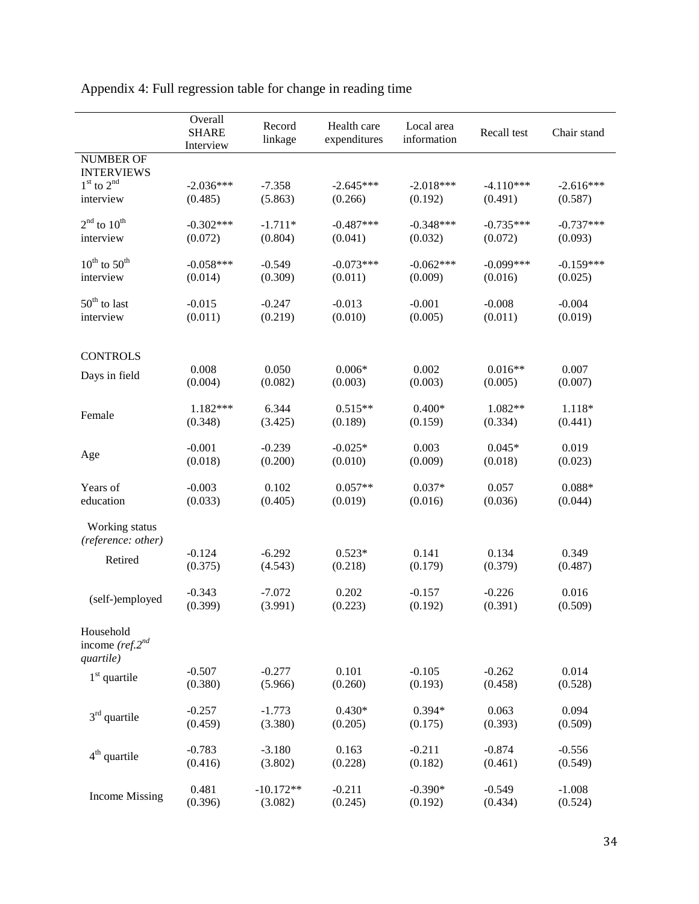Appendix 4: Full regression table for change in reading time

| | Overall SHARE Interview | Record linkage | Health care expenditures | Local area information | Recall test | Chair stand |
|---|---|---|---|---|---|---|
| NUMBER OF INTERVIEWS | | | | | | |
| $1^{st}$ to $2^{nd}$ interview | -2.036*** | -7.358 | -2.645*** | -2.018*** | -4.110*** | -2.616*** |
| | (0.485) | (5.863) | (0.266) | (0.192) | (0.491) | (0.587) |
| $2^{nd}$ to $10^{th}$ interview | -0.302*** | -1.711* | -0.487*** | -0.348*** | -0.735*** | -0.737*** |
| | (0.072) | (0.804) | (0.041) | (0.032) | (0.072) | (0.093) |
| $10^{th}$ to $50^{th}$ interview | -0.058*** | -0.549 | -0.073*** | -0.062*** | -0.099*** | -0.159*** |
| | (0.014) | (0.309) | (0.011) | (0.009) | (0.016) | (0.025) |
| $50^{th}$ to last interview | -0.015 | -0.247 | -0.013 | -0.001 | -0.008 | -0.004 |
| | (0.011) | (0.219) | (0.010) | (0.005) | (0.011) | (0.019) |
| CONTROLS | | | | | | |
| Days in field | 0.008 | 0.050 | 0.006* | 0.002 | 0.016** | 0.007 |
| | (0.004) | (0.082) | (0.003) | (0.003) | (0.005) | (0.007) |
| Female | 1.182*** | 6.344 | 0.515** | 0.400* | 1.082** | 1.118* |
| | (0.348) | (3.425) | (0.189) | (0.159) | (0.334) | (0.441) |
| Age | -0.001 | -0.239 | -0.025* | 0.003 | 0.045* | 0.019 |
| | (0.018) | (0.200) | (0.010) | (0.009) | (0.018) | (0.023) |
| Years of education | -0.003 | 0.102 | 0.057** | 0.037* | 0.057 | 0.088* |
| | (0.033) | (0.405) | (0.019) | (0.016) | (0.036) | (0.044) |
| Working status *(reference: other)* | | | | | | |
| Retired | -0.124 | -6.292 | 0.523* | 0.141 | 0.134 | 0.349 |
| | (0.375) | (4.543) | (0.218) | (0.179) | (0.379) | (0.487) |
| (self-)employed | -0.343 | -7.072 | 0.202 | -0.157 | -0.226 | 0.016 |
| | (0.399) | (3.991) | (0.223) | (0.192) | (0.391) | (0.509) |
| Household income *(ref.$2^{nd}$ quartile)* | | | | | | |
| $1^{st}$ quartile | -0.507 | -0.277 | 0.101 | -0.105 | -0.262 | 0.014 |
| | (0.380) | (5.966) | (0.260) | (0.193) | (0.458) | (0.528) |
| $3^{rd}$ quartile | -0.257 | -1.773 | 0.430* | 0.394* | 0.063 | 0.094 |
| | (0.459) | (3.380) | (0.205) | (0.175) | (0.393) | (0.509) |
| $4^{th}$ quartile | -0.783 | -3.180 | 0.163 | -0.211 | -0.874 | -0.556 |
| | (0.416) | (3.802) | (0.228) | (0.182) | (0.461) | (0.549) |
| Income Missing | 0.481 | -10.172** | -0.211 | -0.390* | -0.549 | -1.008 |
| | (0.396) | (3.082) | (0.245) | (0.192) | (0.434) | (0.524) |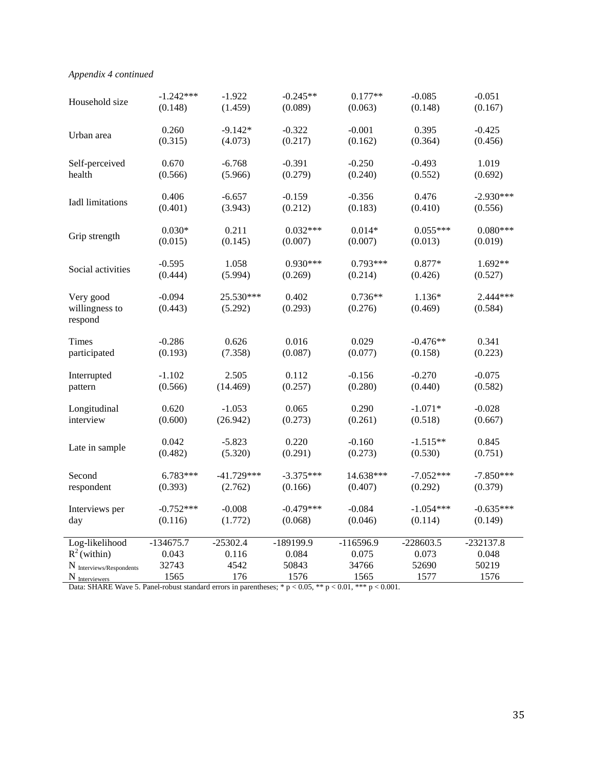*Appendix 4 continued*

| | | | | | | |
|---|---|---|---|---|---|---|
| Household size | -1.242*** | -1.922 | -0.245** | 0.177** | -0.085 | -0.051 |
| | (0.148) | (1.459) | (0.089) | (0.063) | (0.148) | (0.167) |
| Urban area | 0.260 | -9.142* | -0.322 | -0.001 | 0.395 | -0.425 |
| | (0.315) | (4.073) | (0.217) | (0.162) | (0.364) | (0.456) |
| Self-perceived health | 0.670 | -6.768 | -0.391 | -0.250 | -0.493 | 1.019 |
| | (0.566) | (5.966) | (0.279) | (0.240) | (0.552) | (0.692) |
| Iadl limitations | 0.406 | -6.657 | -0.159 | -0.356 | 0.476 | -2.930*** |
| | (0.401) | (3.943) | (0.212) | (0.183) | (0.410) | (0.556) |
| Grip strength | 0.030* | 0.211 | 0.032*** | 0.014* | 0.055*** | 0.080*** |
| | (0.015) | (0.145) | (0.007) | (0.007) | (0.013) | (0.019) |
| Social activities | -0.595 | 1.058 | 0.930*** | 0.793*** | 0.877* | 1.692** |
| | (0.444) | (5.994) | (0.269) | (0.214) | (0.426) | (0.527) |
| Very good willingness to respond | -0.094 | 25.530*** | 0.402 | 0.736** | 1.136* | 2.444*** |
| | (0.443) | (5.292) | (0.293) | (0.276) | (0.469) | (0.584) |
| Times participated | -0.286 | 0.626 | 0.016 | 0.029 | -0.476** | 0.341 |
| | (0.193) | (7.358) | (0.087) | (0.077) | (0.158) | (0.223) |
| Interrupted pattern | -1.102 | 2.505 | 0.112 | -0.156 | -0.270 | -0.075 |
| | (0.566) | (14.469) | (0.257) | (0.280) | (0.440) | (0.582) |
| Longitudinal interview | 0.620 | -1.053 | 0.065 | 0.290 | -1.071* | -0.028 |
| | (0.600) | (26.942) | (0.273) | (0.261) | (0.518) | (0.667) |
| Late in sample | 0.042 | -5.823 | 0.220 | -0.160 | -1.515** | 0.845 |
| | (0.482) | (5.320) | (0.291) | (0.273) | (0.530) | (0.751) |
| Second respondent | 6.783*** | -41.729*** | -3.375*** | 14.638*** | -7.052*** | -7.850*** |
| | (0.393) | (2.762) | (0.166) | (0.407) | (0.292) | (0.379) |
| Interviews per day | -0.752*** | -0.008 | -0.479*** | -0.084 | -1.054*** | -0.635*** |
| | (0.116) | (1.772) | (0.068) | (0.046) | (0.114) | (0.149) |
| Log-likelihood | -134675.7 | -25302.4 | -189199.9 | -116596.9 | -228603.5 | -232137.8 |
| $R^2$ (within) | 0.043 | 0.116 | 0.084 | 0.075 | 0.073 | 0.048 |
| $N_{\text{Interviews/Respondents}}$ | 32743 | 4542 | 50843 | 34766 | 52690 | 50219 |
| $N_{\text{Interviewers}}$ | 1565 | 176 | 1576 | 1565 | 1577 | 1576 |

Data: SHARE Wave 5. Panel-robust standard errors in parentheses; * $p < 0.05$, ** $p < 0.01$, *** $p < 0.001$.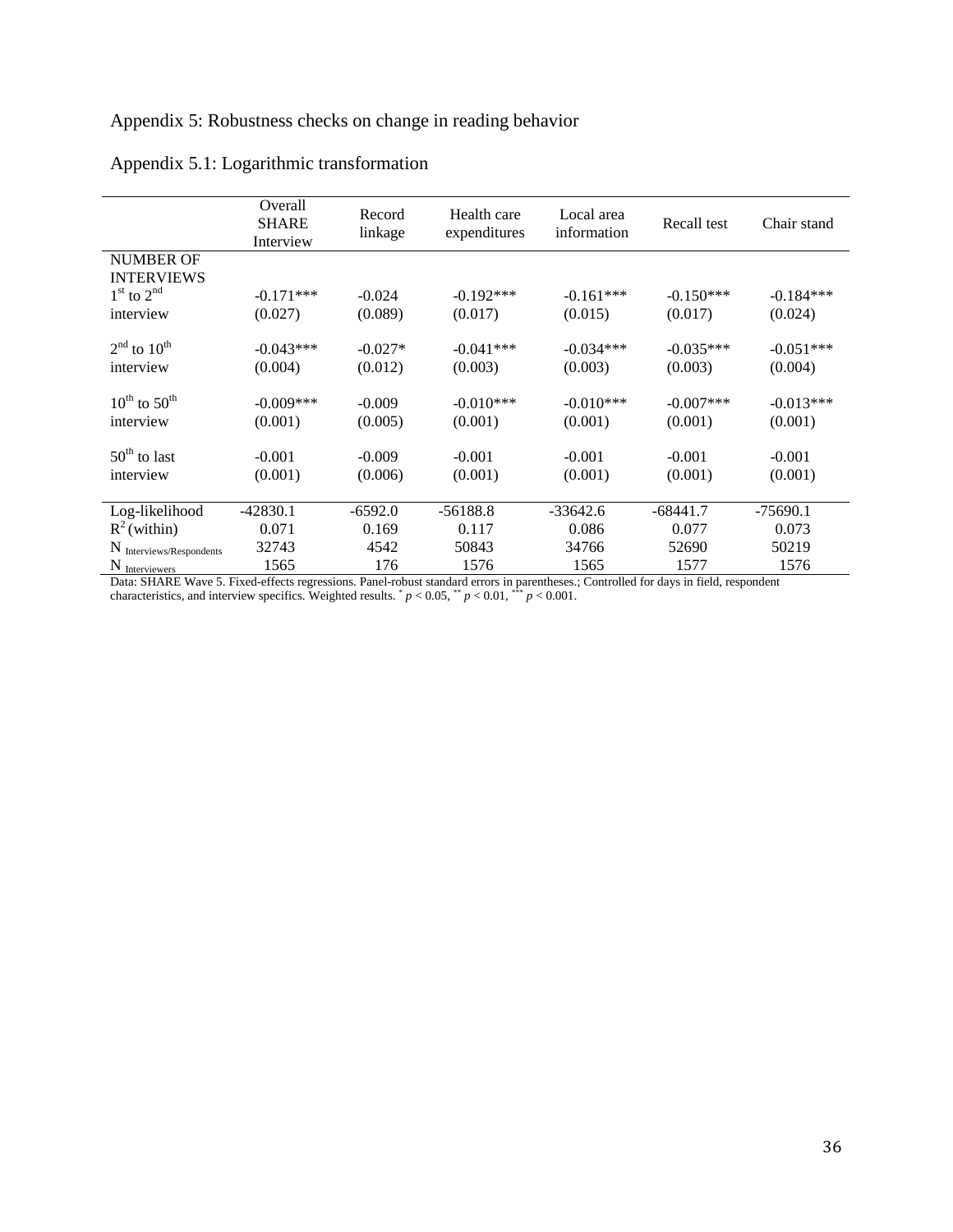# Appendix 5: Robustness checks on change in reading behavior

## Appendix 5.1: Logarithmic transformation

| | Overall SHARE Interview | Record linkage | Health care expenditures | Local area information | Recall test | Chair stand |
|---|---|---|---|---|---|---|
| NUMBER OF INTERVIEWS | | | | | | |
| $1^{st}$ to $2^{nd}$ interview | -0.171*** | -0.024 | -0.192*** | -0.161*** | -0.150*** | -0.184*** |
| | (0.027) | (0.089) | (0.017) | (0.015) | (0.017) | (0.024) |
| $2^{nd}$ to $10^{th}$ interview | -0.043*** | -0.027* | -0.041*** | -0.034*** | -0.035*** | -0.051*** |
| | (0.004) | (0.012) | (0.003) | (0.003) | (0.003) | (0.004) |
| $10^{th}$ to $50^{th}$ interview | -0.009*** | -0.009 | -0.010*** | -0.010*** | -0.007*** | -0.013*** |
| | (0.001) | (0.005) | (0.001) | (0.001) | (0.001) | (0.001) |
| $50^{th}$ to last interview | -0.001 | -0.009 | -0.001 | -0.001 | -0.001 | -0.001 |
| | (0.001) | (0.006) | (0.001) | (0.001) | (0.001) | (0.001) |
| Log-likelihood | -42830.1 | -6592.0 | -56188.8 | -33642.6 | -68441.7 | -75690.1 |
| $R^2$ (within) | 0.071 | 0.169 | 0.117 | 0.086 | 0.077 | 0.073 |
| $N_{\text{Interviews/Respondents}}$ | 32743 | 4542 | 50843 | 34766 | 52690 | 50219 |
| $N_{\text{Interviewers}}$ | 1565 | 176 | 1576 | 1565 | 1577 | 1576 |

Data: SHARE Wave 5. Fixed-effects regressions. Panel-robust standard errors in parentheses.; Controlled for days in field, respondent characteristics, and interview specifics. Weighted results. * $p < 0.05$, ** $p < 0.01$, *** $p < 0.001$.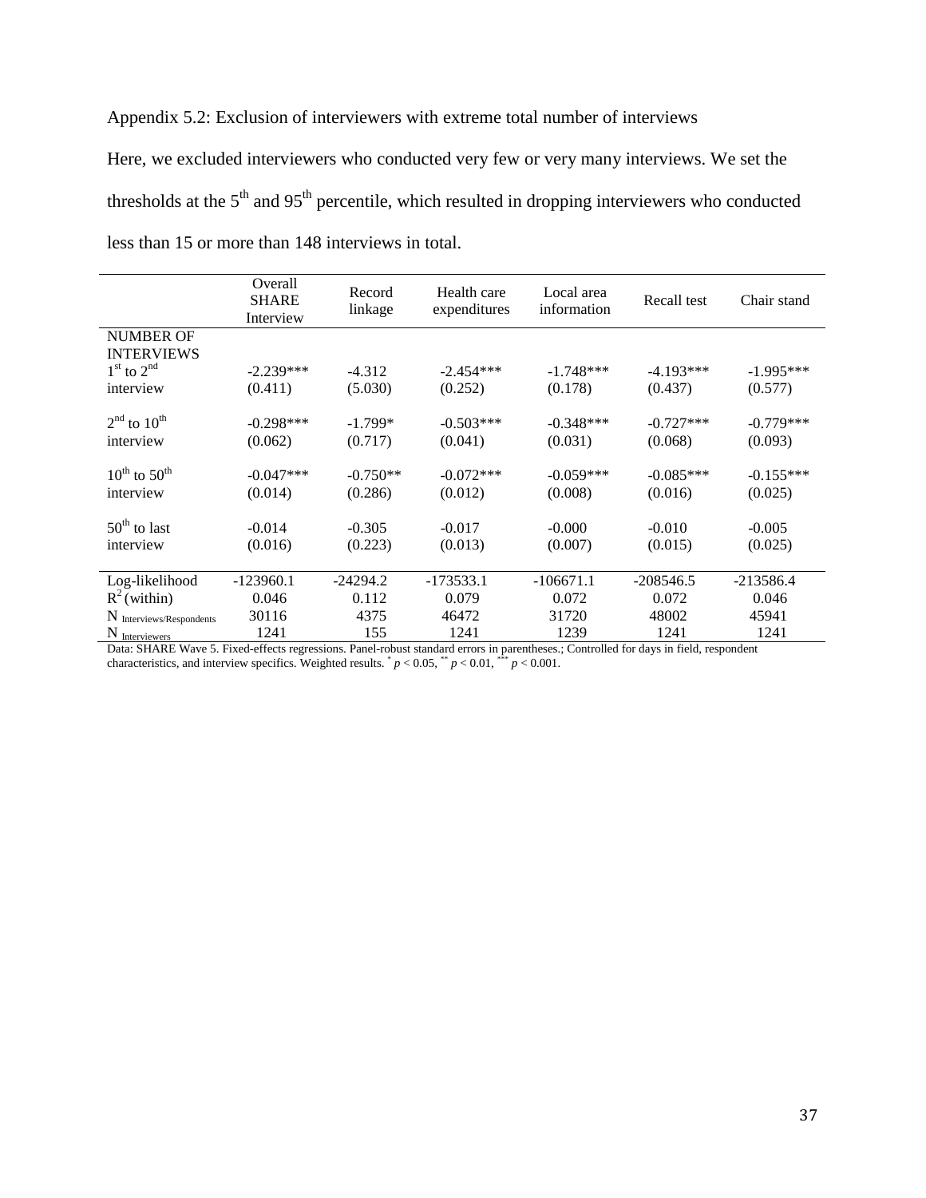Appendix 5.2: Exclusion of interviewers with extreme total number of interviews

Here, we excluded interviewers who conducted very few or very many interviews. We set the thresholds at the 5th and 95th percentile, which resulted in dropping interviewers who conducted less than 15 or more than 148 interviews in total.

| | Overall SHARE Interview | Record linkage | Health care expenditures | Local area information | Recall test | Chair stand |
|---|---|---|---|---|---|---|
| NUMBER OF INTERVIEWS | | | | | | |
| 1st to 2nd interview | -2.239*** | -4.312 | -2.454*** | -1.748*** | -4.193*** | -1.995*** |
| | (0.411) | (5.030) | (0.252) | (0.178) | (0.437) | (0.577) |
| 2nd to 10th interview | -0.298*** | -1.799* | -0.503*** | -0.348*** | -0.727*** | -0.779*** |
| | (0.062) | (0.717) | (0.041) | (0.031) | (0.068) | (0.093) |
| 10th to 50th interview | -0.047*** | -0.750** | -0.072*** | -0.059*** | -0.085*** | -0.155*** |
| | (0.014) | (0.286) | (0.012) | (0.008) | (0.016) | (0.025) |
| 50th to last interview | -0.014 | -0.305 | -0.017 | -0.000 | -0.010 | -0.005 |
| | (0.016) | (0.223) | (0.013) | (0.007) | (0.015) | (0.025) |
| Log-likelihood | -123960.1 | -24294.2 | -173533.1 | -106671.1 | -208546.5 | -213586.4 |
| $R^2$ (within) | 0.046 | 0.112 | 0.079 | 0.072 | 0.072 | 0.046 |
| $N_{\text{Interviews/Respondents}}$ | 30116 | 4375 | 46472 | 31720 | 48002 | 45941 |
| $N_{\text{Interviewers}}$ | 1241 | 155 | 1241 | 1239 | 1241 | 1241 |

Data: SHARE Wave 5. Fixed-effects regressions. Panel-robust standard errors in parentheses.; Controlled for days in field, respondent characteristics, and interview specifics. Weighted results. * $p < 0.05$, ** $p < 0.01$, *** $p < 0.001$.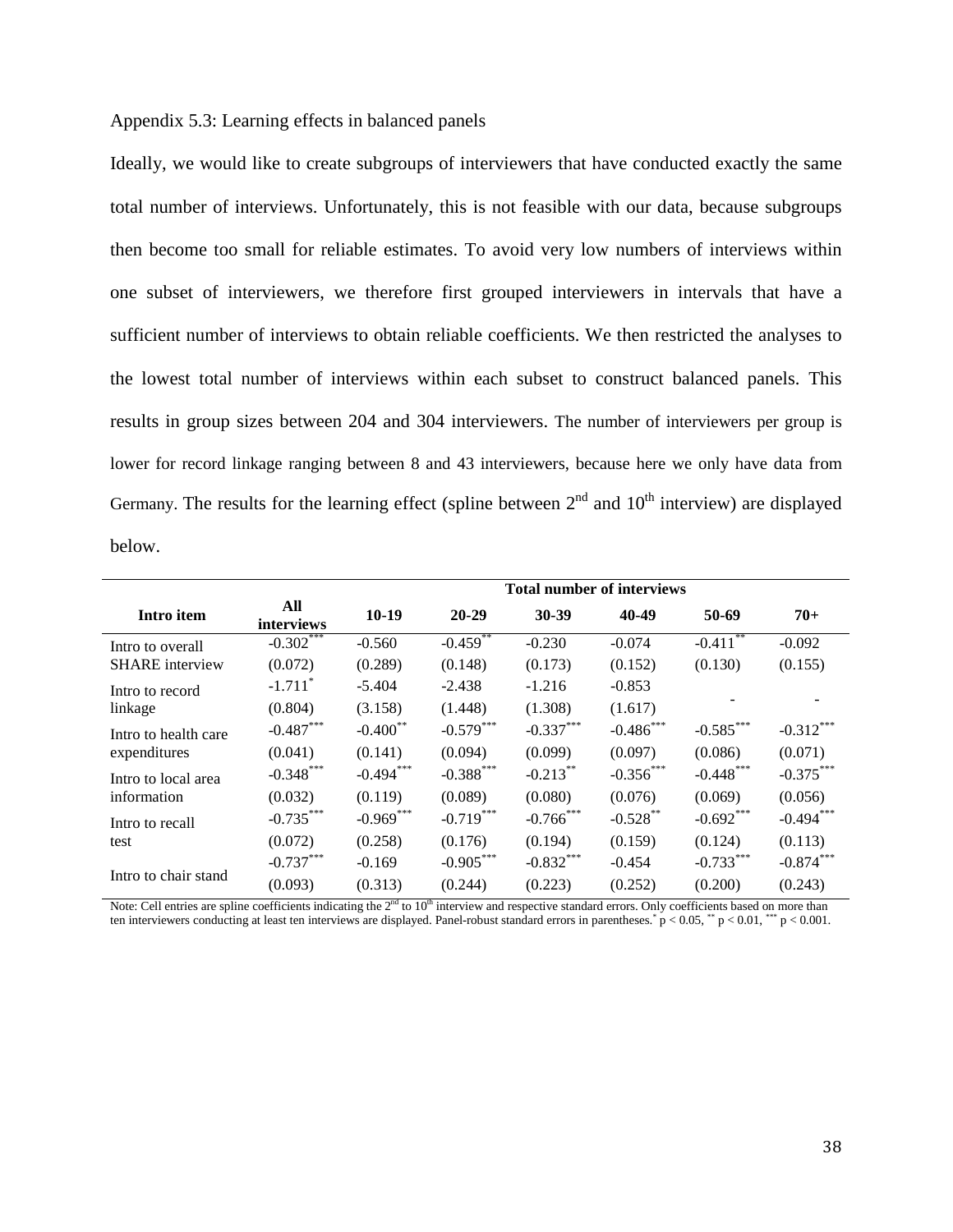Appendix 5.3: Learning effects in balanced panels

Ideally, we would like to create subgroups of interviewers that have conducted exactly the same total number of interviews. Unfortunately, this is not feasible with our data, because subgroups then become too small for reliable estimates. To avoid very low numbers of interviews within one subset of interviewers, we therefore first grouped interviewers in intervals that have a sufficient number of interviews to obtain reliable coefficients. We then restricted the analyses to the lowest total number of interviews within each subset to construct balanced panels. This results in group sizes between 204 and 304 interviewers. The number of interviewers per group is lower for record linkage ranging between 8 and 43 interviewers, because here we only have data from Germany. The results for the learning effect (spline between 2nd and 10th interview) are displayed below.

| Intro item | All interviews | Total number of interviews | | | | | |
|---|---|---|---|---|---|---|---|
| | | 10-19 | 20-29 | 30-39 | 40-49 | 50-69 | 70+ |
| Intro to overall SHARE interview | $-0.302^{***}$ | -0.560 | $-0.459^{**}$ | -0.230 | -0.074 | $-0.411^{**}$ | -0.092 |
| | (0.072) | (0.289) | (0.148) | (0.173) | (0.152) | (0.130) | (0.155) |
| Intro to record linkage | $-1.711^{*}$ | -5.404 | -2.438 | -1.216 | -0.853 | - | - |
| | (0.804) | (3.158) | (1.448) | (1.308) | (1.617) | | |
| Intro to health care expenditures | $-0.487^{***}$ | $-0.400^{**}$ | $-0.579^{***}$ | $-0.337^{***}$ | $-0.486^{***}$ | $-0.585^{***}$ | $-0.312^{***}$ |
| | (0.041) | (0.141) | (0.094) | (0.099) | (0.097) | (0.086) | (0.071) |
| Intro to local area information | $-0.348^{***}$ | $-0.494^{***}$ | $-0.388^{***}$ | $-0.213^{**}$ | $-0.356^{***}$ | $-0.448^{***}$ | $-0.375^{***}$ |
| | (0.032) | (0.119) | (0.089) | (0.080) | (0.076) | (0.069) | (0.056) |
| Intro to recall test | $-0.735^{***}$ | $-0.969^{***}$ | $-0.719^{***}$ | $-0.766^{***}$ | $-0.528^{**}$ | $-0.692^{***}$ | $-0.494^{***}$ |
| | (0.072) | (0.258) | (0.176) | (0.194) | (0.159) | (0.124) | (0.113) |
| Intro to chair stand | $-0.737^{***}$ | -0.169 | $-0.905^{***}$ | $-0.832^{***}$ | -0.454 | $-0.733^{***}$ | $-0.874^{***}$ |
| | (0.093) | (0.313) | (0.244) | (0.223) | (0.252) | (0.200) | (0.243) |

Note: Cell entries are spline coefficients indicating the 2nd to 10th interview and respective standard errors. Only coefficients based on more than ten interviewers conducting at least ten interviews are displayed. Panel-robust standard errors in parentheses. * $p < 0.05$, ** $p < 0.01$, *** $p < 0.001$.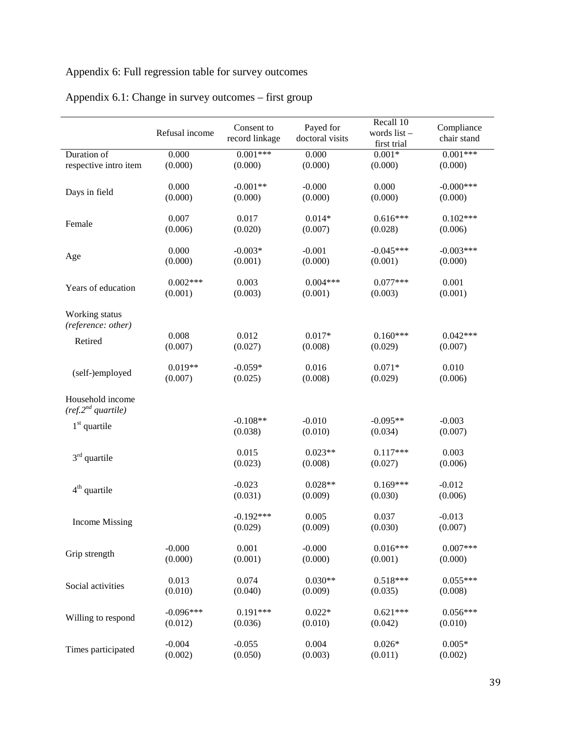Appendix 6: Full regression table for survey outcomes

Appendix 6.1: Change in survey outcomes – first group

| | Refusal income | Consent to record linkage | Payed for doctoral visits | Recall 10 words list – first trial | Compliance chair stand |
|---|---|---|---|---|---|
| Duration of respective intro item | 0.000<br>(0.000) | 0.001***<br>(0.000) | 0.000<br>(0.000) | 0.001*<br>(0.000) | 0.001***<br>(0.000) |
| Days in field | 0.000<br>(0.000) | -0.001**<br>(0.000) | -0.000<br>(0.000) | 0.000<br>(0.000) | -0.000***<br>(0.000) |
| Female | 0.007<br>(0.006) | 0.017<br>(0.020) | 0.014*<br>(0.007) | 0.616***<br>(0.028) | 0.102***<br>(0.006) |
| Age | 0.000<br>(0.000) | -0.003*<br>(0.001) | -0.001<br>(0.000) | -0.045***<br>(0.001) | -0.003***<br>(0.000) |
| Years of education | 0.002***<br>(0.001) | 0.003<br>(0.003) | 0.004***<br>(0.001) | 0.077***<br>(0.003) | 0.001<br>(0.001) |
| Working status *(reference: other)* | | | | | |
| Retired | 0.008<br>(0.007) | 0.012<br>(0.027) | 0.017*<br>(0.008) | 0.160***<br>(0.029) | 0.042***<br>(0.007) |
| (self-)employed | 0.019**<br>(0.007) | -0.059*<br>(0.025) | 0.016<br>(0.008) | 0.071*<br>(0.029) | 0.010<br>(0.006) |
| Household income *(ref.2nd quartile)* | | | | | |
| 1st quartile | | -0.108**<br>(0.038) | -0.010<br>(0.010) | -0.095**<br>(0.034) | -0.003<br>(0.007) |
| 3rd quartile | | 0.015<br>(0.023) | 0.023**<br>(0.008) | 0.117***<br>(0.027) | 0.003<br>(0.006) |
| 4th quartile | | -0.023<br>(0.031) | 0.028**<br>(0.009) | 0.169***<br>(0.030) | -0.012<br>(0.006) |
| Income Missing | | -0.192***<br>(0.029) | 0.005<br>(0.009) | 0.037<br>(0.030) | -0.013<br>(0.007) |
| Grip strength | -0.000<br>(0.000) | 0.001<br>(0.001) | -0.000<br>(0.000) | 0.016***<br>(0.001) | 0.007***<br>(0.000) |
| Social activities | 0.013<br>(0.010) | 0.074<br>(0.040) | 0.030**<br>(0.009) | 0.518***<br>(0.035) | 0.055***<br>(0.008) |
| Willing to respond | -0.096***<br>(0.012) | 0.191***<br>(0.036) | 0.022*<br>(0.010) | 0.621***<br>(0.042) | 0.056***<br>(0.010) |
| Times participated | -0.004<br>(0.002) | -0.055<br>(0.050) | 0.004<br>(0.003) | 0.026*<br>(0.011) | 0.005*<br>(0.002) |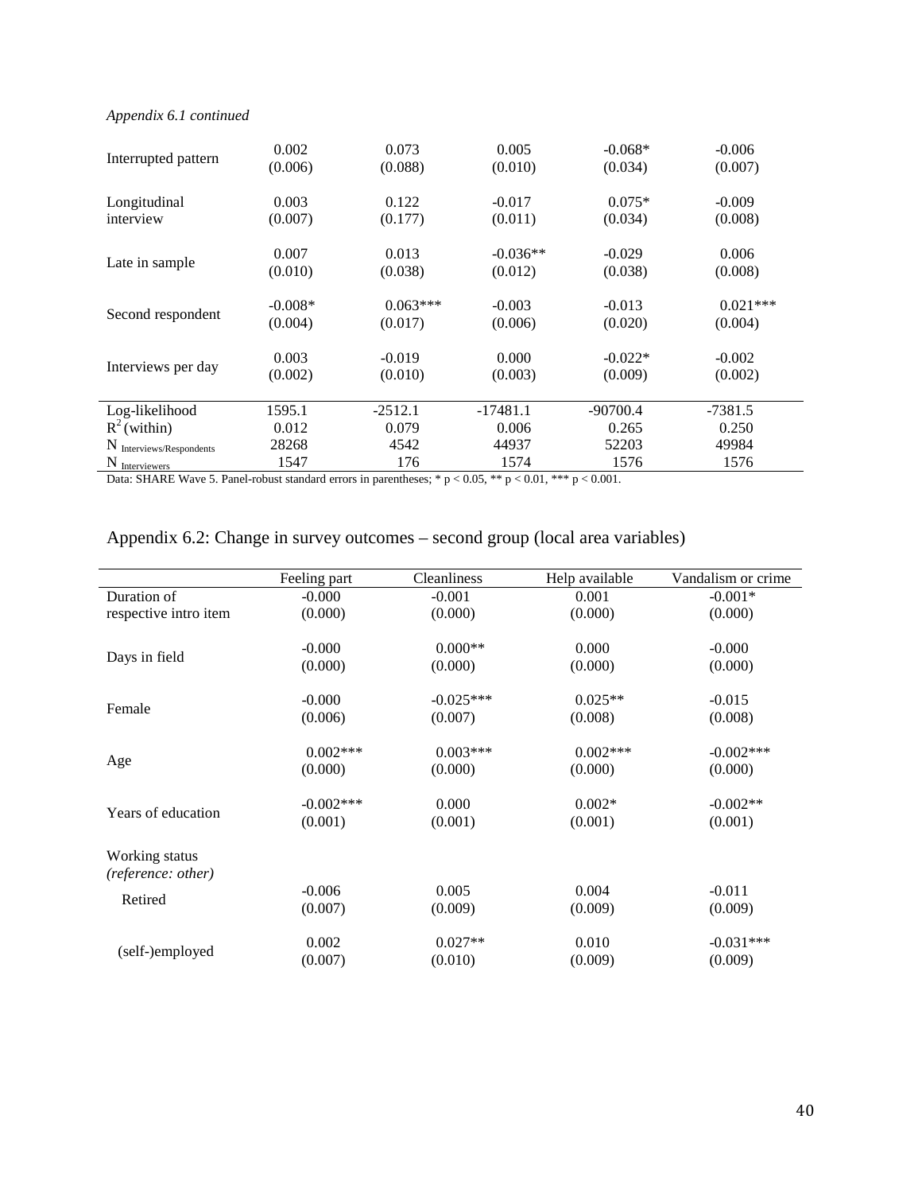*Appendix 6.1 continued*

| | | | | | |
|---|---|---|---|---|---|
| Interrupted pattern | 0.002 | 0.073 | 0.005 | -0.068* | -0.006 |
| | (0.006) | (0.088) | (0.010) | (0.034) | (0.007) |
| Longitudinal interview | 0.003 | 0.122 | -0.017 | 0.075* | -0.009 |
| | (0.007) | (0.177) | (0.011) | (0.034) | (0.008) |
| Late in sample | 0.007 | 0.013 | -0.036** | -0.029 | 0.006 |
| | (0.010) | (0.038) | (0.012) | (0.038) | (0.008) |
| Second respondent | -0.008* | 0.063*** | -0.003 | -0.013 | 0.021*** |
| | (0.004) | (0.017) | (0.006) | (0.020) | (0.004) |
| Interviews per day | 0.003 | -0.019 | 0.000 | -0.022* | -0.002 |
| | (0.002) | (0.010) | (0.003) | (0.009) | (0.002) |
| Log-likelihood | 1595.1 | -2512.1 | -17481.1 | -90700.4 | -7381.5 |
| $R^2$ (within) | 0.012 | 0.079 | 0.006 | 0.265 | 0.250 |
| $N_{\text{Interviews/Respondents}}$ | 28268 | 4542 | 44937 | 52203 | 49984 |
| $N_{\text{Interviewers}}$ | 1547 | 176 | 1574 | 1576 | 1576 |

Data: SHARE Wave 5. Panel-robust standard errors in parentheses; * $p < 0.05$, ** $p < 0.01$, *** $p < 0.001$.

## Appendix 6.2: Change in survey outcomes – second group (local area variables)

| | Feeling part | Cleanliness | Help available | Vandalism or crime |
|---|---|---|---|---|
| Duration of respective intro item | -0.000 | -0.001 | 0.001 | -0.001* |
| | (0.000) | (0.000) | (0.000) | (0.000) |
| Days in field | -0.000 | 0.000** | 0.000 | -0.000 |
| | (0.000) | (0.000) | (0.000) | (0.000) |
| Female | -0.000 | -0.025*** | 0.025** | -0.015 |
| | (0.006) | (0.007) | (0.008) | (0.008) |
| Age | 0.002*** | 0.003*** | 0.002*** | -0.002*** |
| | (0.000) | (0.000) | (0.000) | (0.000) |
| Years of education | -0.002*** | 0.000 | 0.002* | -0.002** |
| | (0.001) | (0.001) | (0.001) | (0.001) |
| Working status *(reference: other)* | | | | |
| Retired | -0.006 | 0.005 | 0.004 | -0.011 |
| | (0.007) | (0.009) | (0.009) | (0.009) |
| (self-)employed | 0.002 | 0.027** | 0.010 | -0.031*** |
| | (0.007) | (0.010) | (0.009) | (0.009) |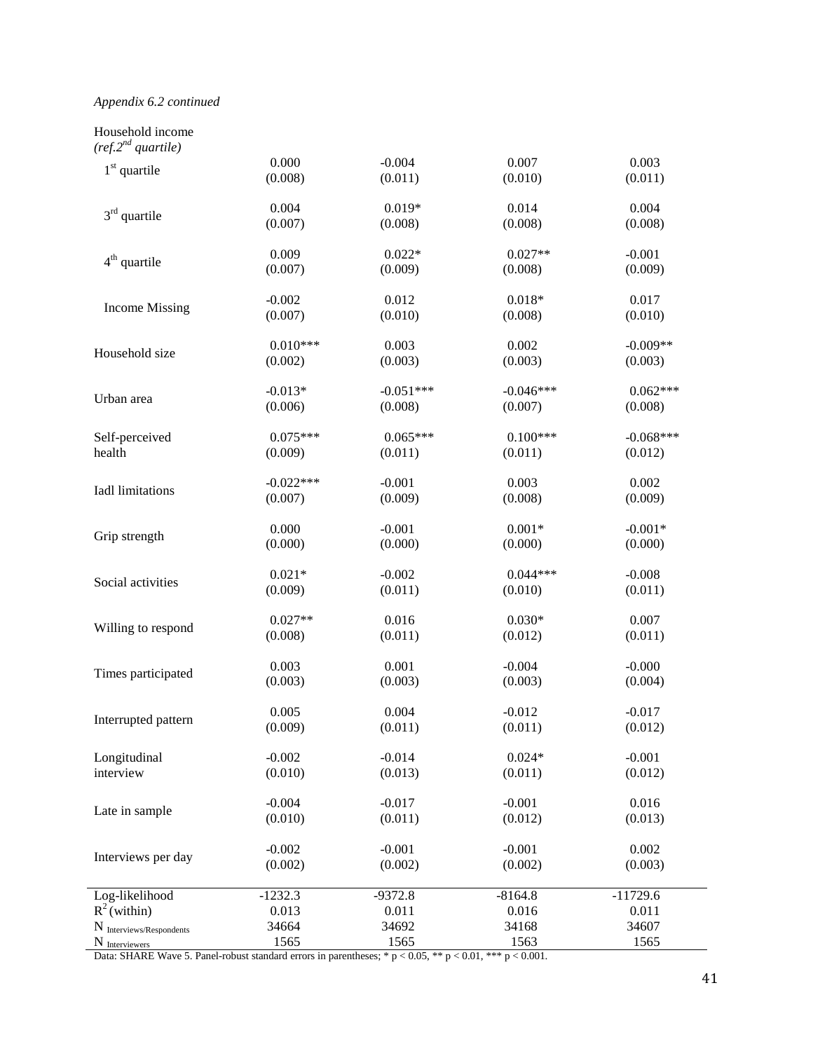*Appendix 6.2 continued*

| | | | | |
|---|---|---|---|---|
| Household income *(ref.2nd quartile)* | | | | |
| 1st quartile | 0.000 | -0.004 | 0.007 | 0.003 |
| | (0.008) | (0.011) | (0.010) | (0.011) |
| 3rd quartile | 0.004 | 0.019* | 0.014 | 0.004 |
| | (0.007) | (0.008) | (0.008) | (0.008) |
| 4th quartile | 0.009 | 0.022* | 0.027** | -0.001 |
| | (0.007) | (0.009) | (0.008) | (0.009) |
| Income Missing | -0.002 | 0.012 | 0.018* | 0.017 |
| | (0.007) | (0.010) | (0.008) | (0.010) |
| Household size | 0.010*** | 0.003 | 0.002 | -0.009** |
| | (0.002) | (0.003) | (0.003) | (0.003) |
| Urban area | -0.013* | -0.051*** | -0.046*** | 0.062*** |
| | (0.006) | (0.008) | (0.007) | (0.008) |
| Self-perceived health | 0.075*** | 0.065*** | 0.100*** | -0.068*** |
| | (0.009) | (0.011) | (0.011) | (0.012) |
| Iadl limitations | -0.022*** | -0.001 | 0.003 | 0.002 |
| | (0.007) | (0.009) | (0.008) | (0.009) |
| Grip strength | 0.000 | -0.001 | 0.001* | -0.001* |
| | (0.000) | (0.000) | (0.000) | (0.000) |
| Social activities | 0.021* | -0.002 | 0.044*** | -0.008 |
| | (0.009) | (0.011) | (0.010) | (0.011) |
| Willing to respond | 0.027** | 0.016 | 0.030* | 0.007 |
| | (0.008) | (0.011) | (0.012) | (0.011) |
| Times participated | 0.003 | 0.001 | -0.004 | -0.000 |
| | (0.003) | (0.003) | (0.003) | (0.004) |
| Interrupted pattern | 0.005 | 0.004 | -0.012 | -0.017 |
| | (0.009) | (0.011) | (0.011) | (0.012) |
| Longitudinal interview | -0.002 | -0.014 | 0.024* | -0.001 |
| | (0.010) | (0.013) | (0.011) | (0.012) |
| Late in sample | -0.004 | -0.017 | -0.001 | 0.016 |
| | (0.010) | (0.011) | (0.012) | (0.013) |
| Interviews per day | -0.002 | -0.001 | -0.001 | 0.002 |
| | (0.002) | (0.002) | (0.002) | (0.003) |
| Log-likelihood | -1232.3 | -9372.8 | -8164.8 | -11729.6 |
| $R^2$ (within) | 0.013 | 0.011 | 0.016 | 0.011 |
| $N_{\text{Interviews/Respondents}}$ | 34664 | 34692 | 34168 | 34607 |
| $N_{\text{Interviewers}}$ | 1565 | 1565 | 1563 | 1565 |

Data: SHARE Wave 5. Panel-robust standard errors in parentheses; * $p < 0.05$, ** $p < 0.01$, *** $p < 0.001$.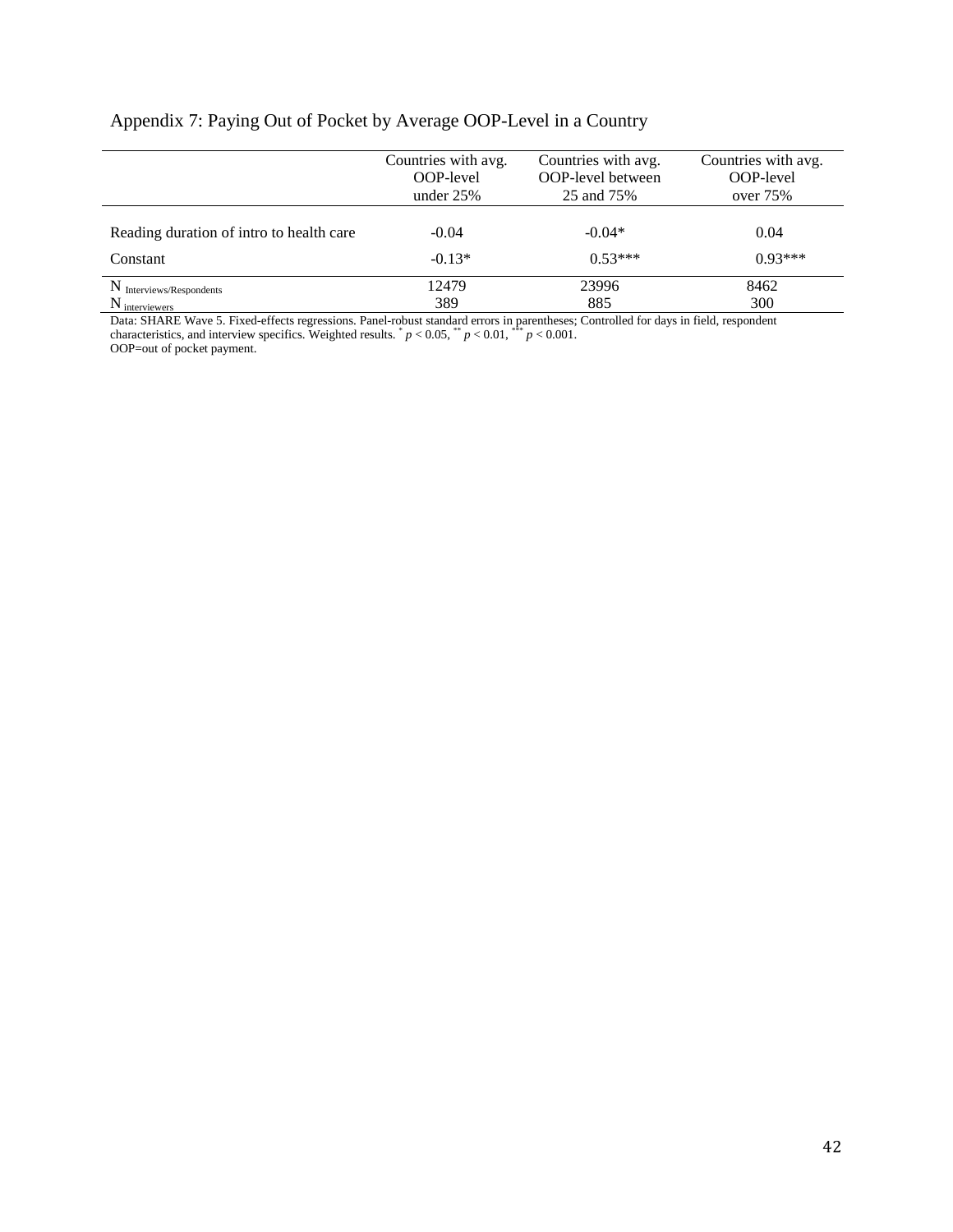Appendix 7: Paying Out of Pocket by Average OOP-Level in a Country

| | Countries with avg. OOP-level under 25% | Countries with avg. OOP-level between 25 and 75% | Countries with avg. OOP-level over 75% |
|---|---|---|---|
| Reading duration of intro to health care | -0.04 | -0.04* | 0.04 |
| Constant | -0.13* | 0.53*** | 0.93*** |
| $N_{\text{Interviews/Respondents}}$ | 12479 | 23996 | 8462 |
| $N_{\text{interviewers}}$ | 389 | 885 | 300 |

Data: SHARE Wave 5. Fixed-effects regressions. Panel-robust standard errors in parentheses; Controlled for days in field, respondent characteristics, and interview specifics. Weighted results. $^{*}$ $p < 0.05$, $^{**}$ $p < 0.01$, $^{***}$ $p < 0.001$.
OOP=out of pocket payment.